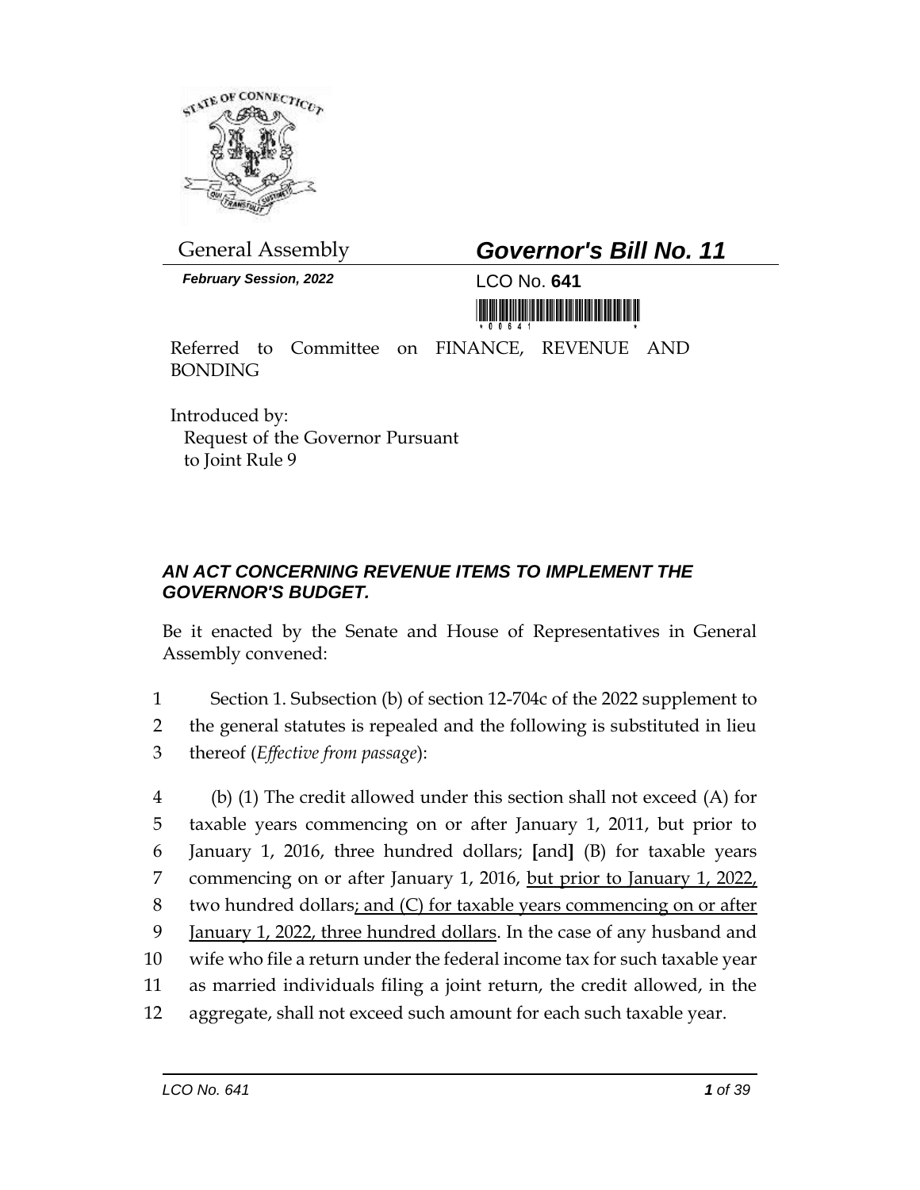General Assembly

**_Governor's Bill No. 11_**

***February Session, 2022***

LCO No. **641**

Referred to Committee on FINANCE, REVENUE AND BONDING

Introduced by:
Request of the Governor Pursuant to Joint Rule 9

### *AN ACT CONCERNING REVENUE ITEMS TO IMPLEMENT THE GOVERNOR'S BUDGET.*

Be it enacted by the Senate and House of Representatives in General Assembly convened:

1 Section 1. Subsection (b) of section 12-704c of the 2022 supplement to
2 the general statutes is repealed and the following is substituted in lieu
3 thereof (*Effective from passage*):

4 (b) (1) The credit allowed under this section shall not exceed (A) for
5 taxable years commencing on or after January 1, 2011, but prior to
6 January 1, 2016, three hundred dollars; **[**and**]** (B) for taxable years
7 commencing on or after January 1, 2016, <u>but prior to January 1, 2022,</u>
8 two hundred dollars<u>; and (C) for taxable years commencing on or after</u>
9 <u>January 1, 2022, three hundred dollars</u>. In the case of any husband and
10 wife who file a return under the federal income tax for such taxable year
11 as married individuals filing a joint return, the credit allowed, in the
12 aggregate, shall not exceed such amount for each such taxable year.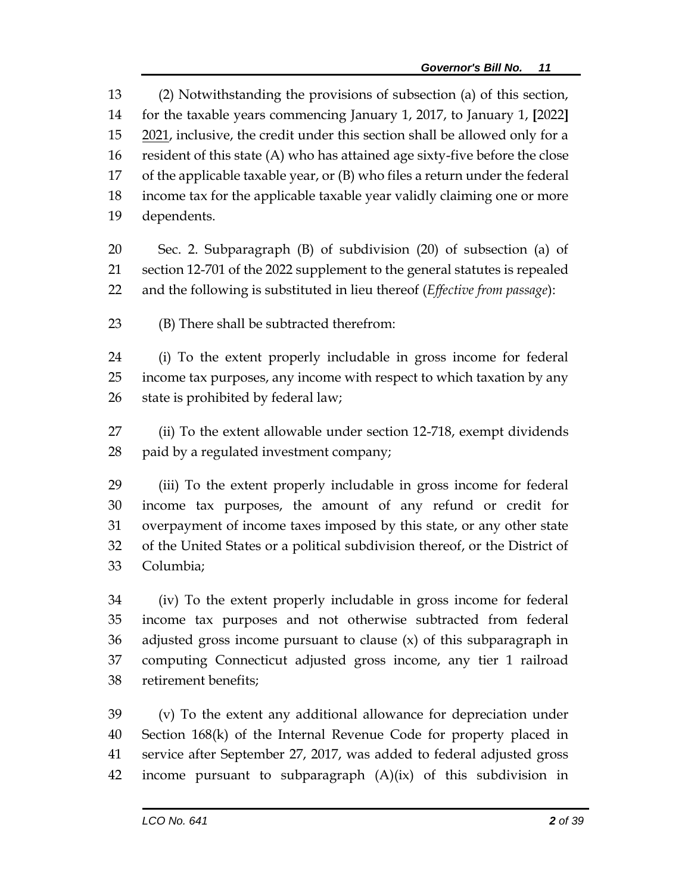(2) Notwithstanding the provisions of subsection (a) of this section, for the taxable years commencing January 1, 2017, to January 1, [2022] 2021, inclusive, the credit under this section shall be allowed only for a resident of this state (A) who has attained age sixty-five before the close of the applicable taxable year, or (B) who files a return under the federal income tax for the applicable taxable year validly claiming one or more dependents.

Sec. 2. Subparagraph (B) of subdivision (20) of subsection (a) of section 12-701 of the 2022 supplement to the general statutes is repealed and the following is substituted in lieu thereof (*Effective from passage*):

(B) There shall be subtracted therefrom:

(i) To the extent properly includable in gross income for federal income tax purposes, any income with respect to which taxation by any state is prohibited by federal law;

(ii) To the extent allowable under section 12-718, exempt dividends paid by a regulated investment company;

(iii) To the extent properly includable in gross income for federal income tax purposes, the amount of any refund or credit for overpayment of income taxes imposed by this state, or any other state of the United States or a political subdivision thereof, or the District of Columbia;

(iv) To the extent properly includable in gross income for federal income tax purposes and not otherwise subtracted from federal adjusted gross income pursuant to clause (x) of this subparagraph in computing Connecticut adjusted gross income, any tier 1 railroad retirement benefits;

(v) To the extent any additional allowance for depreciation under Section 168(k) of the Internal Revenue Code for property placed in service after September 27, 2017, was added to federal adjusted gross income pursuant to subparagraph (A)(ix) of this subdivision in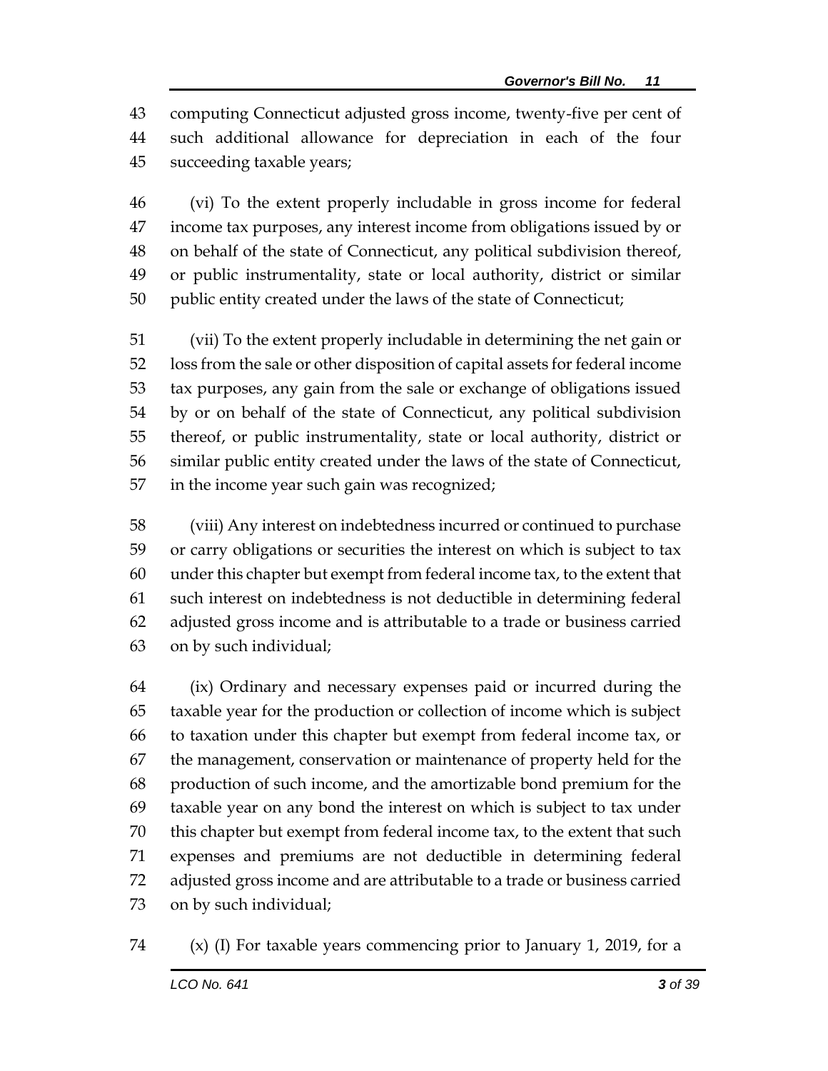computing Connecticut adjusted gross income, twenty-five per cent of such additional allowance for depreciation in each of the four succeeding taxable years;

(vi) To the extent properly includable in gross income for federal income tax purposes, any interest income from obligations issued by or on behalf of the state of Connecticut, any political subdivision thereof, or public instrumentality, state or local authority, district or similar public entity created under the laws of the state of Connecticut;

(vii) To the extent properly includable in determining the net gain or loss from the sale or other disposition of capital assets for federal income tax purposes, any gain from the sale or exchange of obligations issued by or on behalf of the state of Connecticut, any political subdivision thereof, or public instrumentality, state or local authority, district or similar public entity created under the laws of the state of Connecticut, in the income year such gain was recognized;

(viii) Any interest on indebtedness incurred or continued to purchase or carry obligations or securities the interest on which is subject to tax under this chapter but exempt from federal income tax, to the extent that such interest on indebtedness is not deductible in determining federal adjusted gross income and is attributable to a trade or business carried on by such individual;

(ix) Ordinary and necessary expenses paid or incurred during the taxable year for the production or collection of income which is subject to taxation under this chapter but exempt from federal income tax, or the management, conservation or maintenance of property held for the production of such income, and the amortizable bond premium for the taxable year on any bond the interest on which is subject to tax under this chapter but exempt from federal income tax, to the extent that such expenses and premiums are not deductible in determining federal adjusted gross income and are attributable to a trade or business carried on by such individual;

(x) (I) For taxable years commencing prior to January 1, 2019, for a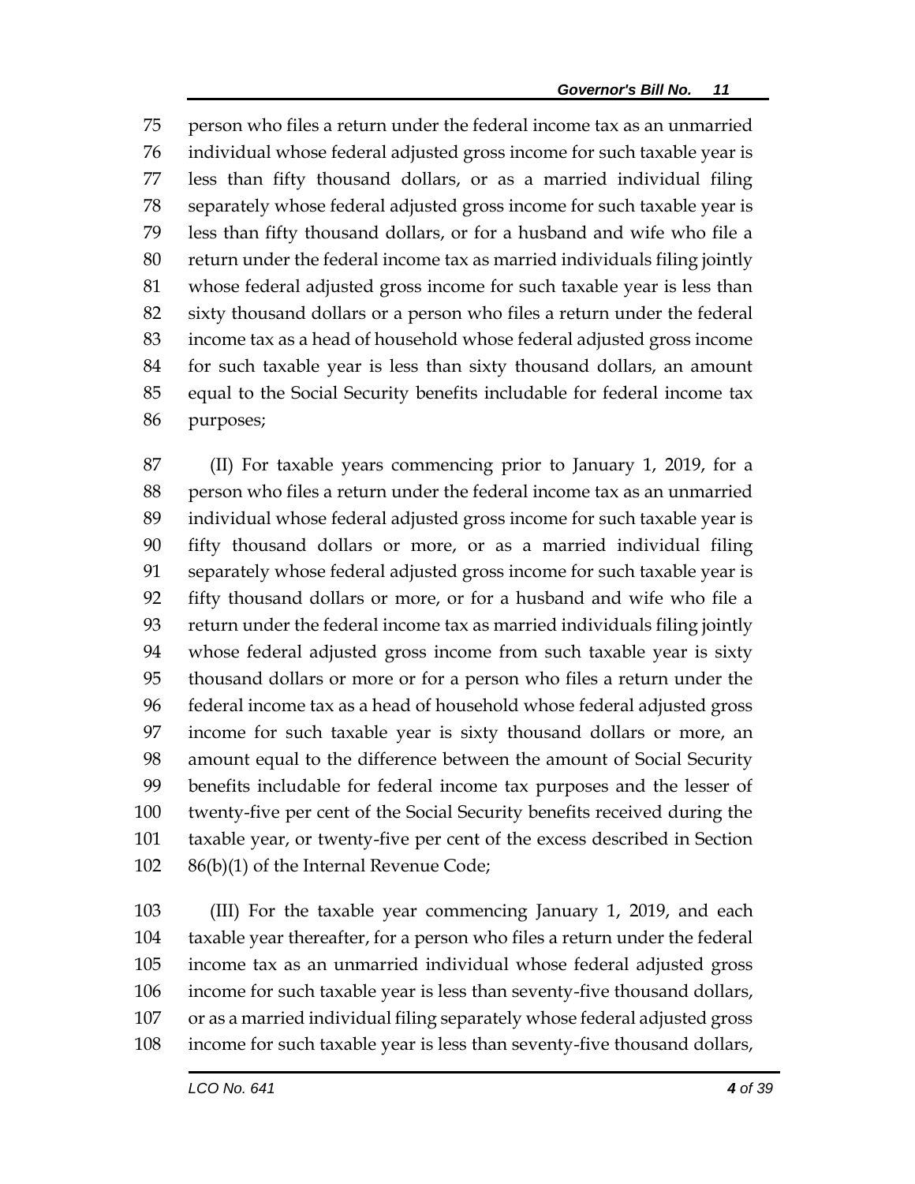person who files a return under the federal income tax as an unmarried individual whose federal adjusted gross income for such taxable year is less than fifty thousand dollars, or as a married individual filing separately whose federal adjusted gross income for such taxable year is less than fifty thousand dollars, or for a husband and wife who file a return under the federal income tax as married individuals filing jointly whose federal adjusted gross income for such taxable year is less than sixty thousand dollars or a person who files a return under the federal income tax as a head of household whose federal adjusted gross income for such taxable year is less than sixty thousand dollars, an amount equal to the Social Security benefits includable for federal income tax purposes;

(II) For taxable years commencing prior to January 1, 2019, for a person who files a return under the federal income tax as an unmarried individual whose federal adjusted gross income for such taxable year is fifty thousand dollars or more, or as a married individual filing separately whose federal adjusted gross income for such taxable year is fifty thousand dollars or more, or for a husband and wife who file a return under the federal income tax as married individuals filing jointly whose federal adjusted gross income from such taxable year is sixty thousand dollars or more or for a person who files a return under the federal income tax as a head of household whose federal adjusted gross income for such taxable year is sixty thousand dollars or more, an amount equal to the difference between the amount of Social Security benefits includable for federal income tax purposes and the lesser of twenty-five per cent of the Social Security benefits received during the taxable year, or twenty-five per cent of the excess described in Section 86(b)(1) of the Internal Revenue Code;

(III) For the taxable year commencing January 1, 2019, and each taxable year thereafter, for a person who files a return under the federal income tax as an unmarried individual whose federal adjusted gross income for such taxable year is less than seventy-five thousand dollars, or as a married individual filing separately whose federal adjusted gross income for such taxable year is less than seventy-five thousand dollars,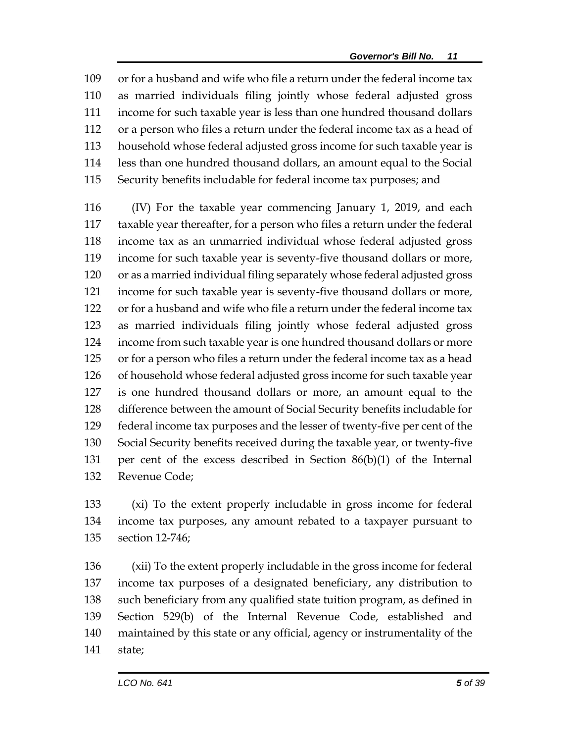109 or for a husband and wife who file a return under the federal income tax
110 as married individuals filing jointly whose federal adjusted gross
111 income for such taxable year is less than one hundred thousand dollars
112 or a person who files a return under the federal income tax as a head of
113 household whose federal adjusted gross income for such taxable year is
114 less than one hundred thousand dollars, an amount equal to the Social
115 Security benefits includable for federal income tax purposes; and

116 (IV) For the taxable year commencing January 1, 2019, and each
117 taxable year thereafter, for a person who files a return under the federal
118 income tax as an unmarried individual whose federal adjusted gross
119 income for such taxable year is seventy-five thousand dollars or more,
120 or as a married individual filing separately whose federal adjusted gross
121 income for such taxable year is seventy-five thousand dollars or more,
122 or for a husband and wife who file a return under the federal income tax
123 as married individuals filing jointly whose federal adjusted gross
124 income from such taxable year is one hundred thousand dollars or more
125 or for a person who files a return under the federal income tax as a head
126 of household whose federal adjusted gross income for such taxable year
127 is one hundred thousand dollars or more, an amount equal to the
128 difference between the amount of Social Security benefits includable for
129 federal income tax purposes and the lesser of twenty-five per cent of the
130 Social Security benefits received during the taxable year, or twenty-five
131 per cent of the excess described in Section 86(b)(1) of the Internal
132 Revenue Code;

133 (xi) To the extent properly includable in gross income for federal
134 income tax purposes, any amount rebated to a taxpayer pursuant to
135 section 12-746;

136 (xii) To the extent properly includable in the gross income for federal
137 income tax purposes of a designated beneficiary, any distribution to
138 such beneficiary from any qualified state tuition program, as defined in
139 Section 529(b) of the Internal Revenue Code, established and
140 maintained by this state or any official, agency or instrumentality of the
141 state;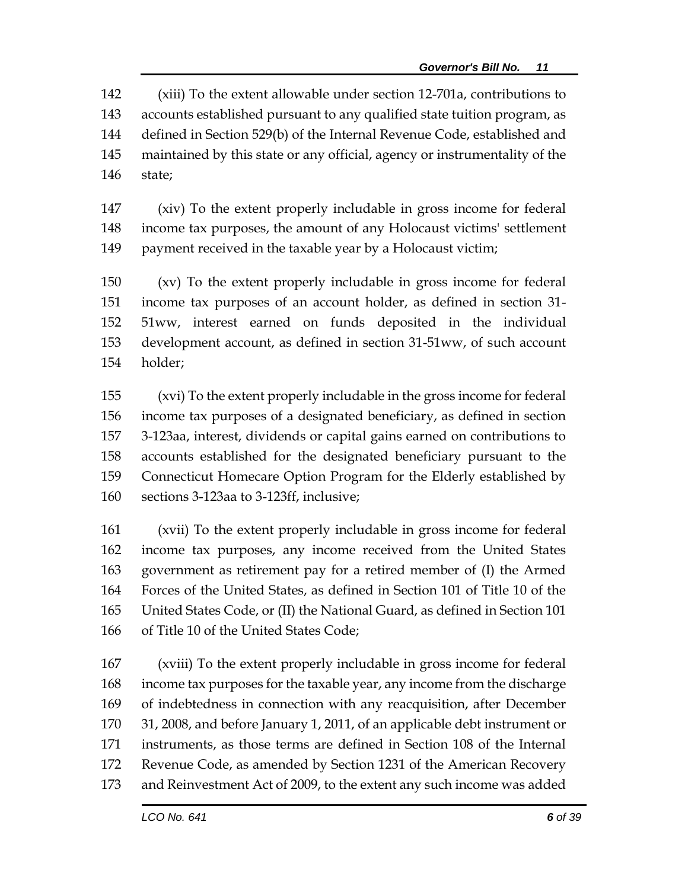(xiii) To the extent allowable under section 12-701a, contributions to accounts established pursuant to any qualified state tuition program, as defined in Section 529(b) of the Internal Revenue Code, established and maintained by this state or any official, agency or instrumentality of the state;

(xiv) To the extent properly includable in gross income for federal income tax purposes, the amount of any Holocaust victims' settlement payment received in the taxable year by a Holocaust victim;

(xv) To the extent properly includable in gross income for federal income tax purposes of an account holder, as defined in section 31-51ww, interest earned on funds deposited in the individual development account, as defined in section 31-51ww, of such account holder;

(xvi) To the extent properly includable in the gross income for federal income tax purposes of a designated beneficiary, as defined in section 3-123aa, interest, dividends or capital gains earned on contributions to accounts established for the designated beneficiary pursuant to the Connecticut Homecare Option Program for the Elderly established by sections 3-123aa to 3-123ff, inclusive;

(xvii) To the extent properly includable in gross income for federal income tax purposes, any income received from the United States government as retirement pay for a retired member of (I) the Armed Forces of the United States, as defined in Section 101 of Title 10 of the United States Code, or (II) the National Guard, as defined in Section 101 of Title 10 of the United States Code;

(xviii) To the extent properly includable in gross income for federal income tax purposes for the taxable year, any income from the discharge of indebtedness in connection with any reacquisition, after December 31, 2008, and before January 1, 2011, of an applicable debt instrument or instruments, as those terms are defined in Section 108 of the Internal Revenue Code, as amended by Section 1231 of the American Recovery and Reinvestment Act of 2009, to the extent any such income was added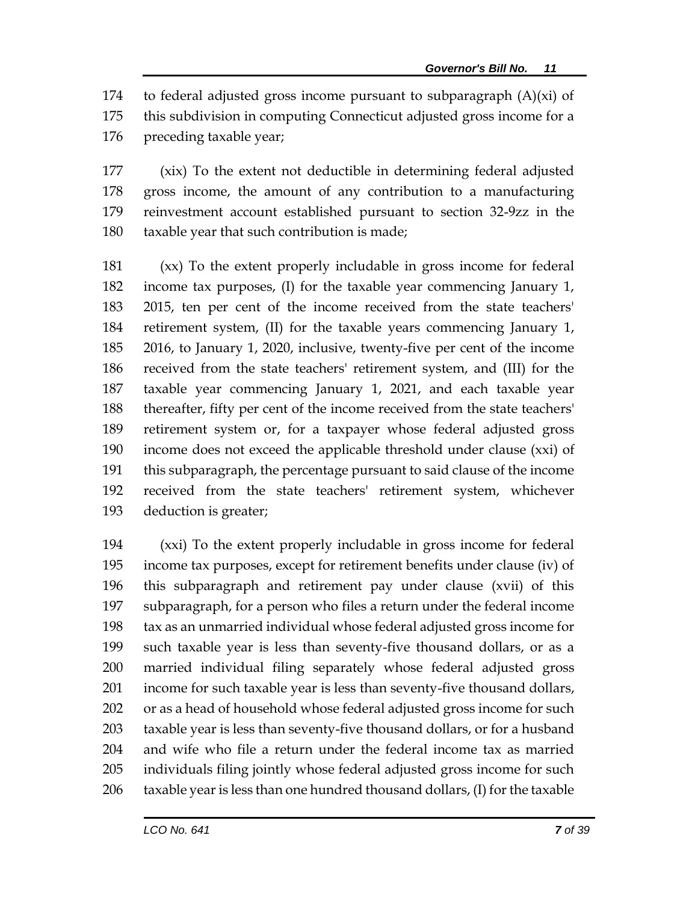to federal adjusted gross income pursuant to subparagraph (A)(xi) of this subdivision in computing Connecticut adjusted gross income for a preceding taxable year;

(xix) To the extent not deductible in determining federal adjusted gross income, the amount of any contribution to a manufacturing reinvestment account established pursuant to section 32-9zz in the taxable year that such contribution is made;

(xx) To the extent properly includable in gross income for federal income tax purposes, (I) for the taxable year commencing January 1, 2015, ten per cent of the income received from the state teachers' retirement system, (II) for the taxable years commencing January 1, 2016, to January 1, 2020, inclusive, twenty-five per cent of the income received from the state teachers' retirement system, and (III) for the taxable year commencing January 1, 2021, and each taxable year thereafter, fifty per cent of the income received from the state teachers' retirement system or, for a taxpayer whose federal adjusted gross income does not exceed the applicable threshold under clause (xxi) of this subparagraph, the percentage pursuant to said clause of the income received from the state teachers' retirement system, whichever deduction is greater;

(xxi) To the extent properly includable in gross income for federal income tax purposes, except for retirement benefits under clause (iv) of this subparagraph and retirement pay under clause (xvii) of this subparagraph, for a person who files a return under the federal income tax as an unmarried individual whose federal adjusted gross income for such taxable year is less than seventy-five thousand dollars, or as a married individual filing separately whose federal adjusted gross income for such taxable year is less than seventy-five thousand dollars, or as a head of household whose federal adjusted gross income for such taxable year is less than seventy-five thousand dollars, or for a husband and wife who file a return under the federal income tax as married individuals filing jointly whose federal adjusted gross income for such taxable year is less than one hundred thousand dollars, (I) for the taxable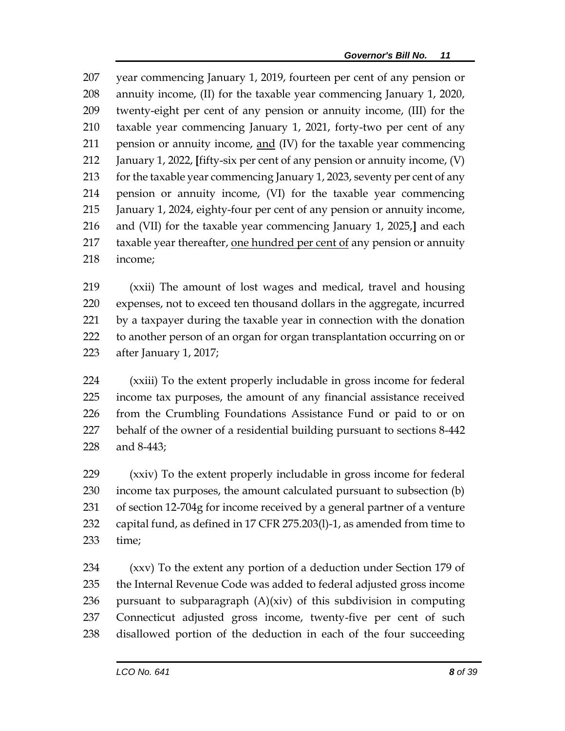year commencing January 1, 2019, fourteen per cent of any pension or annuity income, (II) for the taxable year commencing January 1, 2020, twenty-eight per cent of any pension or annuity income, (III) for the taxable year commencing January 1, 2021, forty-two per cent of any pension or annuity income, <u>and</u> (IV) for the taxable year commencing January 1, 2022, **[**fifty-six per cent of any pension or annuity income, (V) for the taxable year commencing January 1, 2023, seventy per cent of any pension or annuity income, (VI) for the taxable year commencing January 1, 2024, eighty-four per cent of any pension or annuity income, and (VII) for the taxable year commencing January 1, 2025,**]** and each taxable year thereafter, <u>one hundred per cent of</u> any pension or annuity income;

(xxii) The amount of lost wages and medical, travel and housing expenses, not to exceed ten thousand dollars in the aggregate, incurred by a taxpayer during the taxable year in connection with the donation to another person of an organ for organ transplantation occurring on or after January 1, 2017;

(xxiii) To the extent properly includable in gross income for federal income tax purposes, the amount of any financial assistance received from the Crumbling Foundations Assistance Fund or paid to or on behalf of the owner of a residential building pursuant to sections 8-442 and 8-443;

(xxiv) To the extent properly includable in gross income for federal income tax purposes, the amount calculated pursuant to subsection (b) of section 12-704g for income received by a general partner of a venture capital fund, as defined in 17 CFR 275.203(l)-1, as amended from time to time;

(xxv) To the extent any portion of a deduction under Section 179 of the Internal Revenue Code was added to federal adjusted gross income pursuant to subparagraph (A)(xiv) of this subdivision in computing Connecticut adjusted gross income, twenty-five per cent of such disallowed portion of the deduction in each of the four succeeding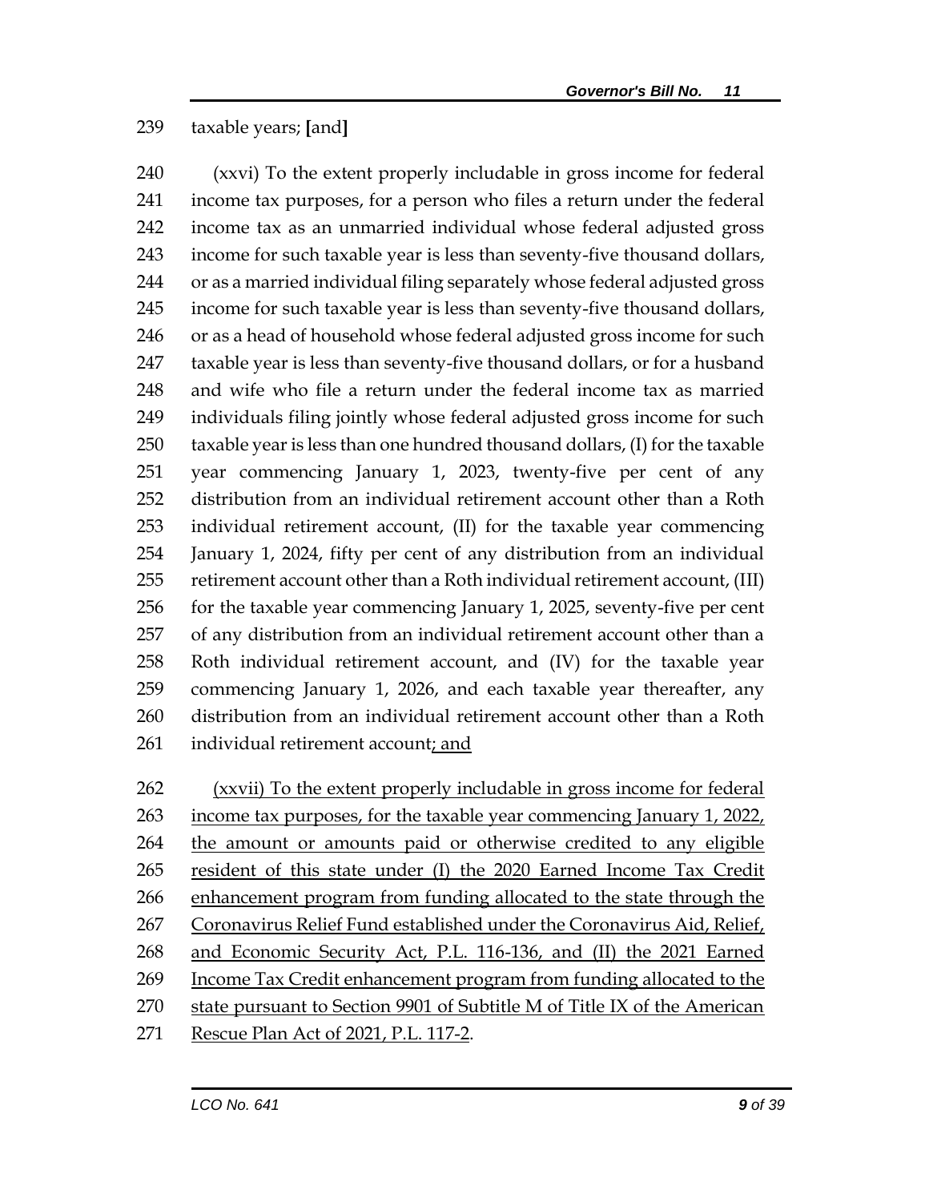239 taxable years; **[**and**]**

240 (xxvi) To the extent properly includable in gross income for federal
241 income tax purposes, for a person who files a return under the federal
242 income tax as an unmarried individual whose federal adjusted gross
243 income for such taxable year is less than seventy-five thousand dollars,
244 or as a married individual filing separately whose federal adjusted gross
245 income for such taxable year is less than seventy-five thousand dollars,
246 or as a head of household whose federal adjusted gross income for such
247 taxable year is less than seventy-five thousand dollars, or for a husband
248 and wife who file a return under the federal income tax as married
249 individuals filing jointly whose federal adjusted gross income for such
250 taxable year is less than one hundred thousand dollars, (I) for the taxable
251 year commencing January 1, 2023, twenty-five per cent of any
252 distribution from an individual retirement account other than a Roth
253 individual retirement account, (II) for the taxable year commencing
254 January 1, 2024, fifty per cent of any distribution from an individual
255 retirement account other than a Roth individual retirement account, (III)
256 for the taxable year commencing January 1, 2025, seventy-five per cent
257 of any distribution from an individual retirement account other than a
258 Roth individual retirement account, and (IV) for the taxable year
259 commencing January 1, 2026, and each taxable year thereafter, any
260 distribution from an individual retirement account other than a Roth
261 individual retirement account<u>; and</u>

262 <u>(xxvii) To the extent properly includable in gross income for federal</u>
263 <u>income tax purposes, for the taxable year commencing January 1, 2022,</u>
264 <u>the amount or amounts paid or otherwise credited to any eligible</u>
265 <u>resident of this state under (I) the 2020 Earned Income Tax Credit</u>
266 <u>enhancement program from funding allocated to the state through the</u>
267 <u>Coronavirus Relief Fund established under the Coronavirus Aid, Relief,</u>
268 <u>and Economic Security Act, P.L. 116-136, and (II) the 2021 Earned</u>
269 <u>Income Tax Credit enhancement program from funding allocated to the</u>
270 <u>state pursuant to Section 9901 of Subtitle M of Title IX of the American</u>
271 <u>Rescue Plan Act of 2021, P.L. 117-2</u>.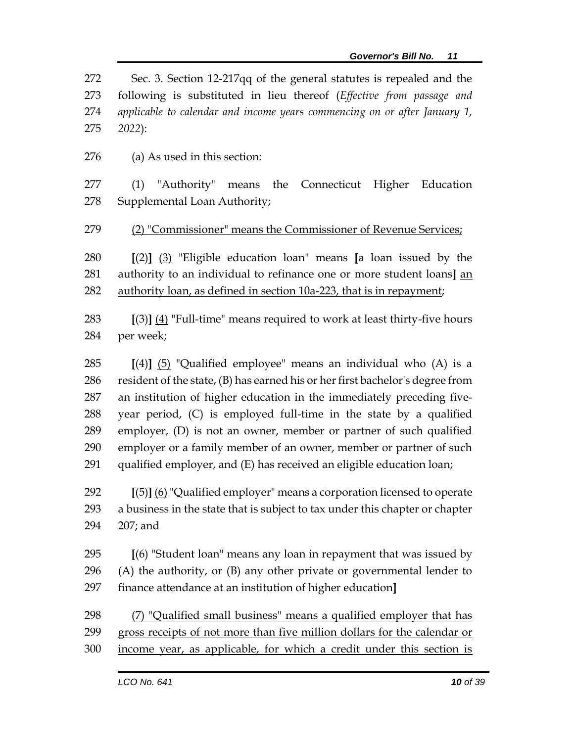Sec. 3. Section 12-217qq of the general statutes is repealed and the following is substituted in lieu thereof (*Effective from passage and applicable to calendar and income years commencing on or after January 1, 2022*):

(a) As used in this section:

(1) "Authority" means the Connecticut Higher Education Supplemental Loan Authority;

<u>(2) "Commissioner" means the Commissioner of Revenue Services;</u>

[(2)] <u>(3)</u> "Eligible education loan" means [a loan issued by the authority to an individual to refinance one or more student loans] <u>an authority loan, as defined in section 10a-223, that is in repayment</u>;

[(3)] <u>(4)</u> "Full-time" means required to work at least thirty-five hours per week;

[(4)] <u>(5)</u> "Qualified employee" means an individual who (A) is a resident of the state, (B) has earned his or her first bachelor's degree from an institution of higher education in the immediately preceding five-year period, (C) is employed full-time in the state by a qualified employer, (D) is not an owner, member or partner of such qualified employer or a family member of an owner, member or partner of such qualified employer, and (E) has received an eligible education loan;

[(5)] <u>(6)</u> "Qualified employer" means a corporation licensed to operate a business in the state that is subject to tax under this chapter or chapter 207; and

[(6) "Student loan" means any loan in repayment that was issued by (A) the authority, or (B) any other private or governmental lender to finance attendance at an institution of higher education]

<u>(7) "Qualified small business" means a qualified employer that has gross receipts of not more than five million dollars for the calendar or income year, as applicable, for which a credit under this section is</u>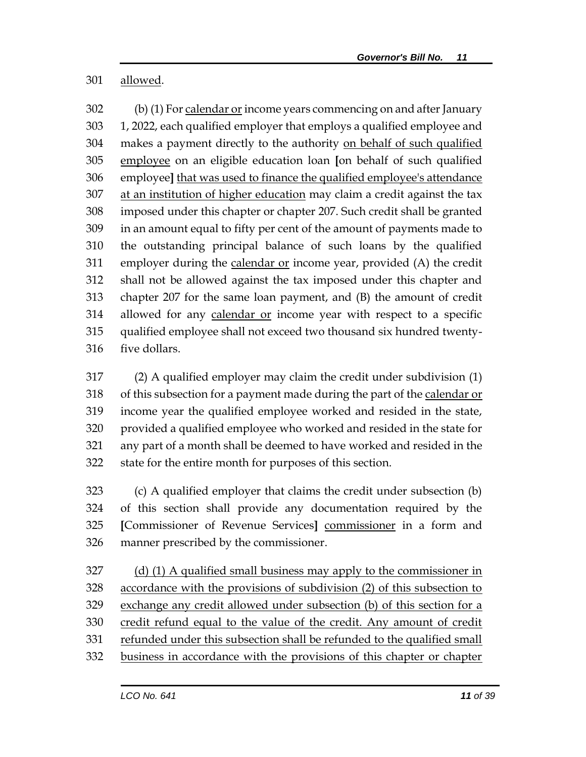allowed.

(b) (1) For calendar or income years commencing on and after January 1, 2022, each qualified employer that employs a qualified employee and makes a payment directly to the authority on behalf of such qualified employee on an eligible education loan [on behalf of such qualified employee] that was used to finance the qualified employee's attendance at an institution of higher education may claim a credit against the tax imposed under this chapter or chapter 207. Such credit shall be granted in an amount equal to fifty per cent of the amount of payments made to the outstanding principal balance of such loans by the qualified employer during the calendar or income year, provided (A) the credit shall not be allowed against the tax imposed under this chapter and chapter 207 for the same loan payment, and (B) the amount of credit allowed for any calendar or income year with respect to a specific qualified employee shall not exceed two thousand six hundred twenty-five dollars.

(2) A qualified employer may claim the credit under subdivision (1) of this subsection for a payment made during the part of the calendar or income year the qualified employee worked and resided in the state, provided a qualified employee who worked and resided in the state for any part of a month shall be deemed to have worked and resided in the state for the entire month for purposes of this section.

(c) A qualified employer that claims the credit under subsection (b) of this section shall provide any documentation required by the [Commissioner of Revenue Services] commissioner in a form and manner prescribed by the commissioner.

(d) (1) A qualified small business may apply to the commissioner in accordance with the provisions of subdivision (2) of this subsection to exchange any credit allowed under subsection (b) of this section for a credit refund equal to the value of the credit. Any amount of credit refunded under this subsection shall be refunded to the qualified small business in accordance with the provisions of this chapter or chapter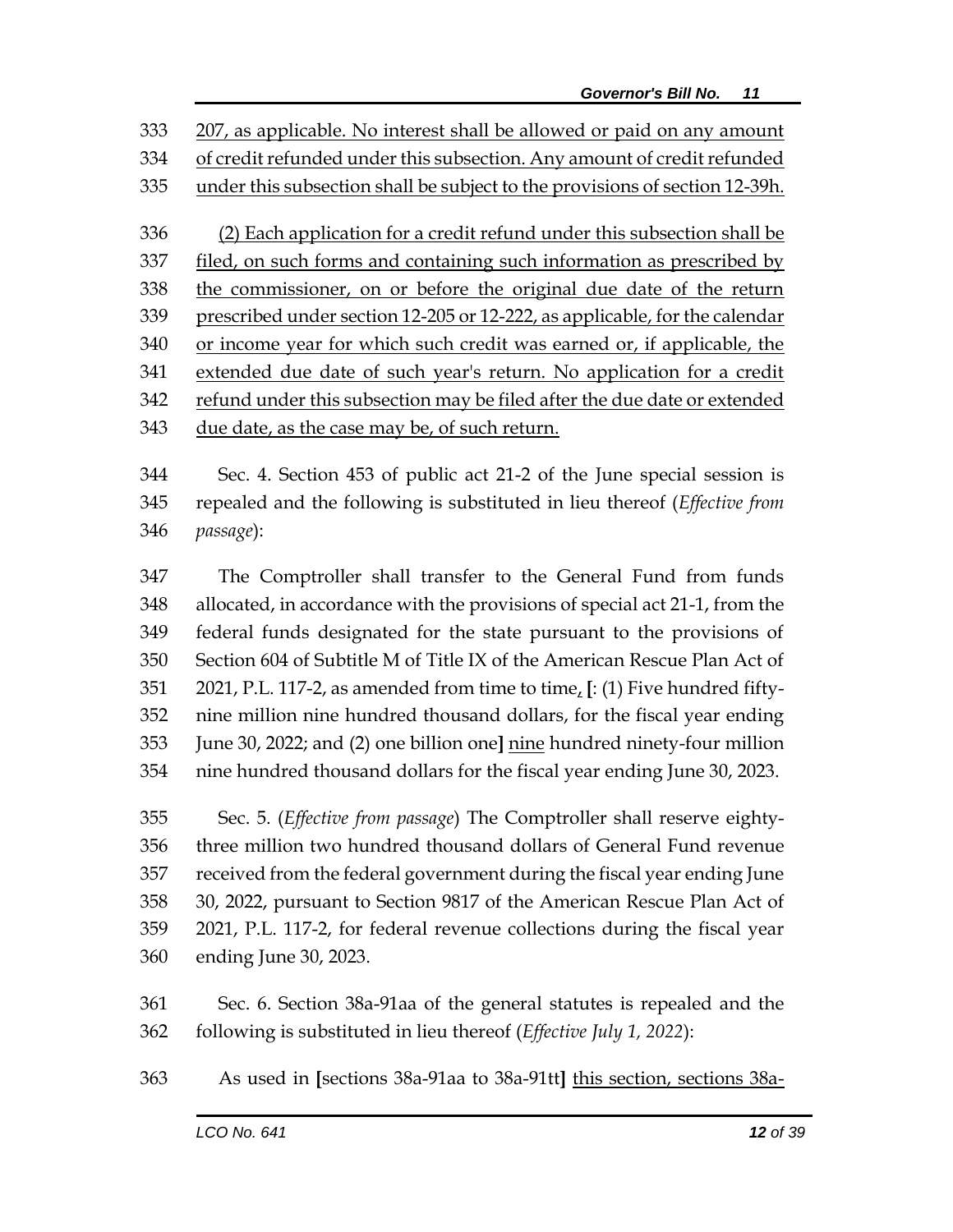207, as applicable. No interest shall be allowed or paid on any amount of credit refunded under this subsection. Any amount of credit refunded under this subsection shall be subject to the provisions of section 12-39h.

(2) Each application for a credit refund under this subsection shall be filed, on such forms and containing such information as prescribed by the commissioner, on or before the original due date of the return prescribed under section 12-205 or 12-222, as applicable, for the calendar or income year for which such credit was earned or, if applicable, the extended due date of such year's return. No application for a credit refund under this subsection may be filed after the due date or extended due date, as the case may be, of such return.

Sec. 4. Section 453 of public act 21-2 of the June special session is repealed and the following is substituted in lieu thereof (*Effective from passage*):

The Comptroller shall transfer to the General Fund from funds allocated, in accordance with the provisions of special act 21-1, from the federal funds designated for the state pursuant to the provisions of Section 604 of Subtitle M of Title IX of the American Rescue Plan Act of 2021, P.L. 117-2, as amended from time to time, **[**: (1) Five hundred fifty-nine million nine hundred thousand dollars, for the fiscal year ending June 30, 2022; and (2) one billion one**]** nine hundred ninety-four million nine hundred thousand dollars for the fiscal year ending June 30, 2023.

Sec. 5. (*Effective from passage*) The Comptroller shall reserve eighty-three million two hundred thousand dollars of General Fund revenue received from the federal government during the fiscal year ending June 30, 2022, pursuant to Section 9817 of the American Rescue Plan Act of 2021, P.L. 117-2, for federal revenue collections during the fiscal year ending June 30, 2023.

Sec. 6. Section 38a-91aa of the general statutes is repealed and the following is substituted in lieu thereof (*Effective July 1, 2022*):

As used in **[**sections 38a-91aa to 38a-91tt**]** this section, sections 38a-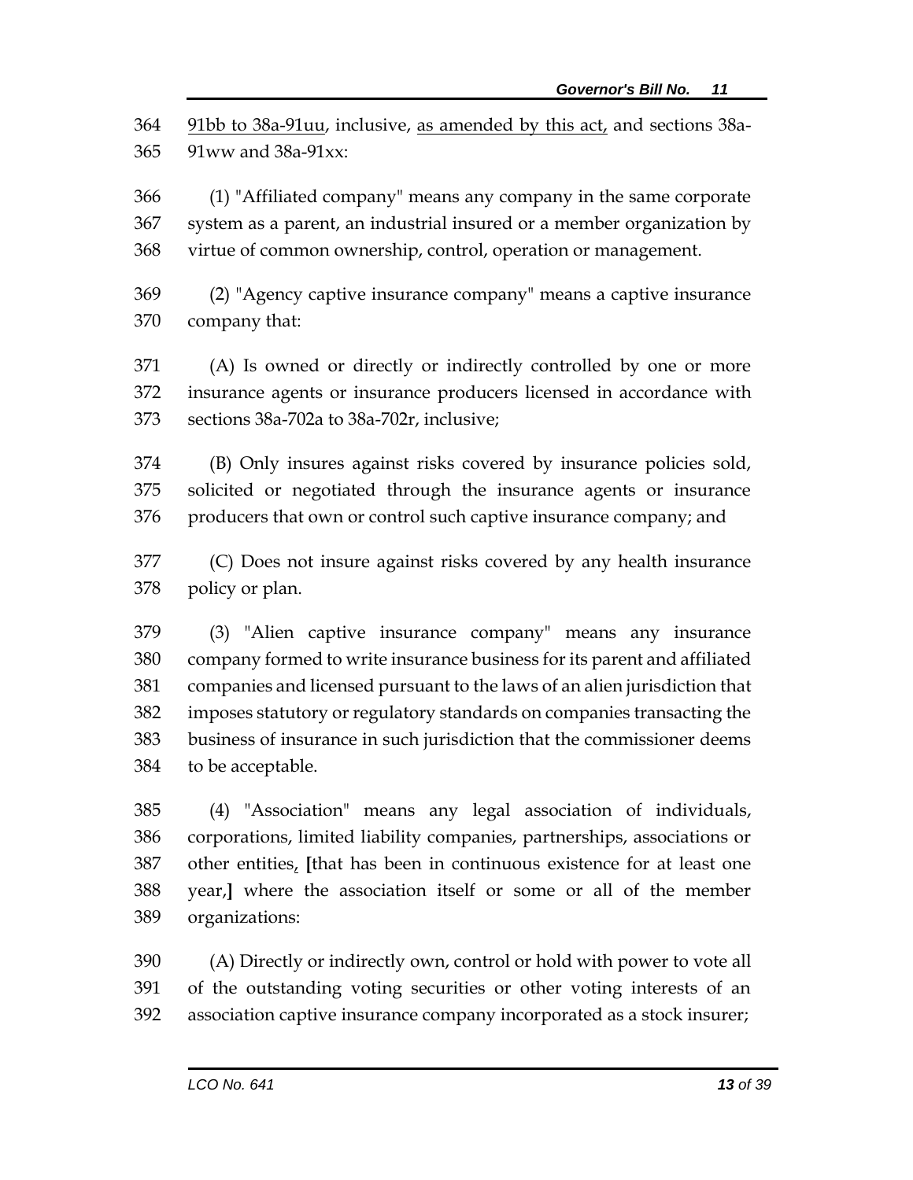91bb to 38a-91uu, inclusive, as amended by this act, and sections 38a-91ww and 38a-91xx:

(1) "Affiliated company" means any company in the same corporate system as a parent, an industrial insured or a member organization by virtue of common ownership, control, operation or management.

(2) "Agency captive insurance company" means a captive insurance company that:

(A) Is owned or directly or indirectly controlled by one or more insurance agents or insurance producers licensed in accordance with sections 38a-702a to 38a-702r, inclusive;

(B) Only insures against risks covered by insurance policies sold, solicited or negotiated through the insurance agents or insurance producers that own or control such captive insurance company; and

(C) Does not insure against risks covered by any health insurance policy or plan.

(3) "Alien captive insurance company" means any insurance company formed to write insurance business for its parent and affiliated companies and licensed pursuant to the laws of an alien jurisdiction that imposes statutory or regulatory standards on companies transacting the business of insurance in such jurisdiction that the commissioner deems to be acceptable.

(4) "Association" means any legal association of individuals, corporations, limited liability companies, partnerships, associations or other entities, [that has been in continuous existence for at least one year,] where the association itself or some or all of the member organizations:

(A) Directly or indirectly own, control or hold with power to vote all of the outstanding voting securities or other voting interests of an association captive insurance company incorporated as a stock insurer;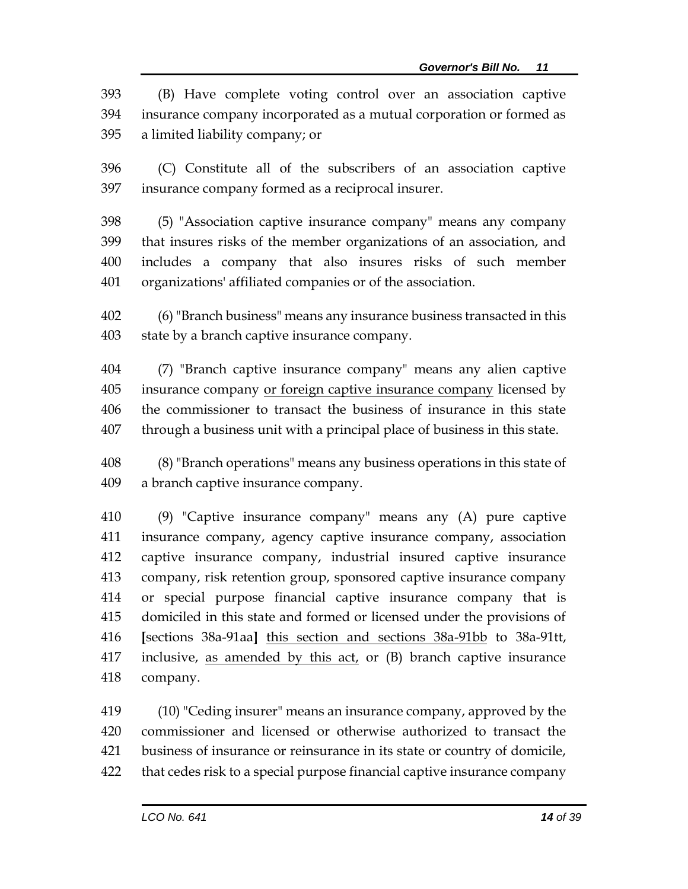393 (B) Have complete voting control over an association captive
394 insurance company incorporated as a mutual corporation or formed as
395 a limited liability company; or

396 (C) Constitute all of the subscribers of an association captive
397 insurance company formed as a reciprocal insurer.

398 (5) "Association captive insurance company" means any company
399 that insures risks of the member organizations of an association, and
400 includes a company that also insures risks of such member
401 organizations' affiliated companies or of the association.

402 (6) "Branch business" means any insurance business transacted in this
403 state by a branch captive insurance company.

404 (7) "Branch captive insurance company" means any alien captive
405 insurance company <u>or foreign captive insurance company</u> licensed by
406 the commissioner to transact the business of insurance in this state
407 through a business unit with a principal place of business in this state.

408 (8) "Branch operations" means any business operations in this state of
409 a branch captive insurance company.

410 (9) "Captive insurance company" means any (A) pure captive
411 insurance company, agency captive insurance company, association
412 captive insurance company, industrial insured captive insurance
413 company, risk retention group, sponsored captive insurance company
414 or special purpose financial captive insurance company that is
415 domiciled in this state and formed or licensed under the provisions of
416 **[**sections 38a-91aa**]** <u>this section and sections 38a-91bb</u> to 38a-91tt,
417 inclusive, <u>as amended by this act,</u> or (B) branch captive insurance
418 company.

419 (10) "Ceding insurer" means an insurance company, approved by the
420 commissioner and licensed or otherwise authorized to transact the
421 business of insurance or reinsurance in its state or country of domicile,
422 that cedes risk to a special purpose financial captive insurance company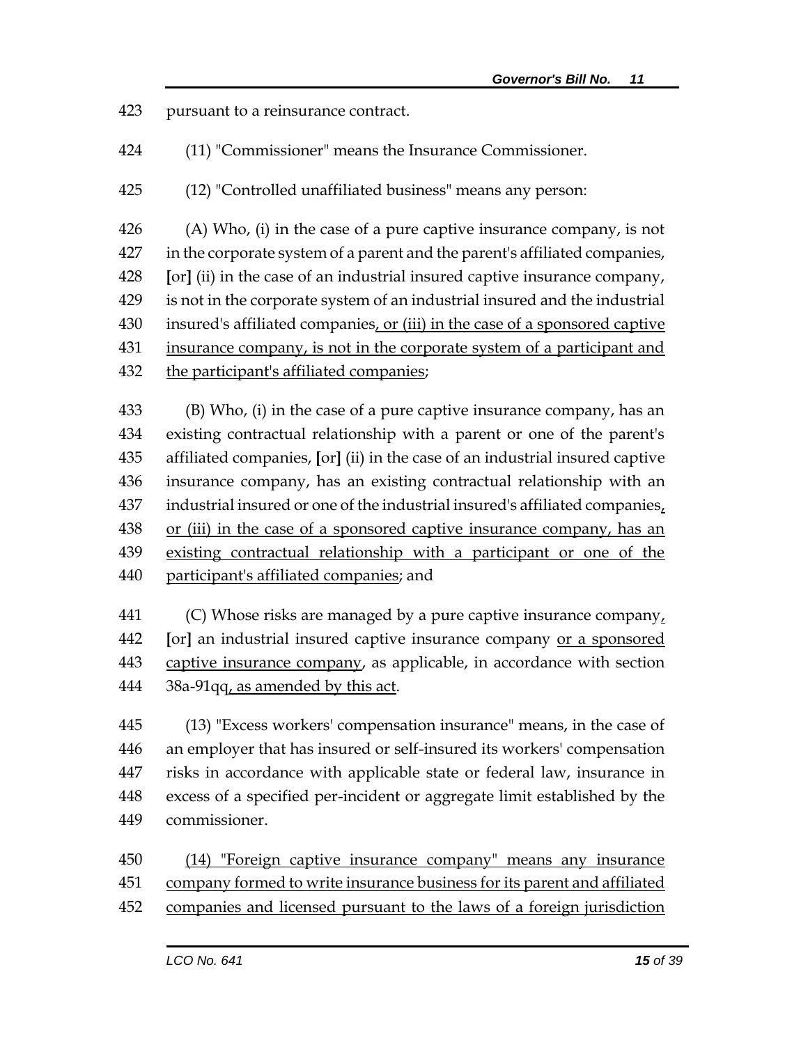423 pursuant to a reinsurance contract.

424 (11) "Commissioner" means the Insurance Commissioner.

425 (12) "Controlled unaffiliated business" means any person:

426 (A) Who, (i) in the case of a pure captive insurance company, is not
427 in the corporate system of a parent and the parent's affiliated companies,
428 [or] (ii) in the case of an industrial insured captive insurance company,
429 is not in the corporate system of an industrial insured and the industrial
430 insured's affiliated companies<u>, or (iii) in the case of a sponsored captive</u>
431 <u>insurance company, is not in the corporate system of a participant and</u>
432 <u>the participant's affiliated companies</u>;

433 (B) Who, (i) in the case of a pure captive insurance company, has an
434 existing contractual relationship with a parent or one of the parent's
435 affiliated companies, [or] (ii) in the case of an industrial insured captive
436 insurance company, has an existing contractual relationship with an
437 industrial insured or one of the industrial insured's affiliated companies<u>,</u>
438 <u>or (iii) in the case of a sponsored captive insurance company, has an</u>
439 <u>existing contractual relationship with a participant or one of the</u>
440 <u>participant's affiliated companies</u>; and

441 (C) Whose risks are managed by a pure captive insurance company<u>,</u>
442 [or] an industrial insured captive insurance company <u>or a sponsored</u>
443 <u>captive insurance company</u>, as applicable, in accordance with section
444 38a-91qq<u>, as amended by this act</u>.

445 (13) "Excess workers' compensation insurance" means, in the case of
446 an employer that has insured or self-insured its workers' compensation
447 risks in accordance with applicable state or federal law, insurance in
448 excess of a specified per-incident or aggregate limit established by the
449 commissioner.

450 <u>(14) "Foreign captive insurance company" means any insurance</u>
451 <u>company formed to write insurance business for its parent and affiliated</u>
452 <u>companies and licensed pursuant to the laws of a foreign jurisdiction</u>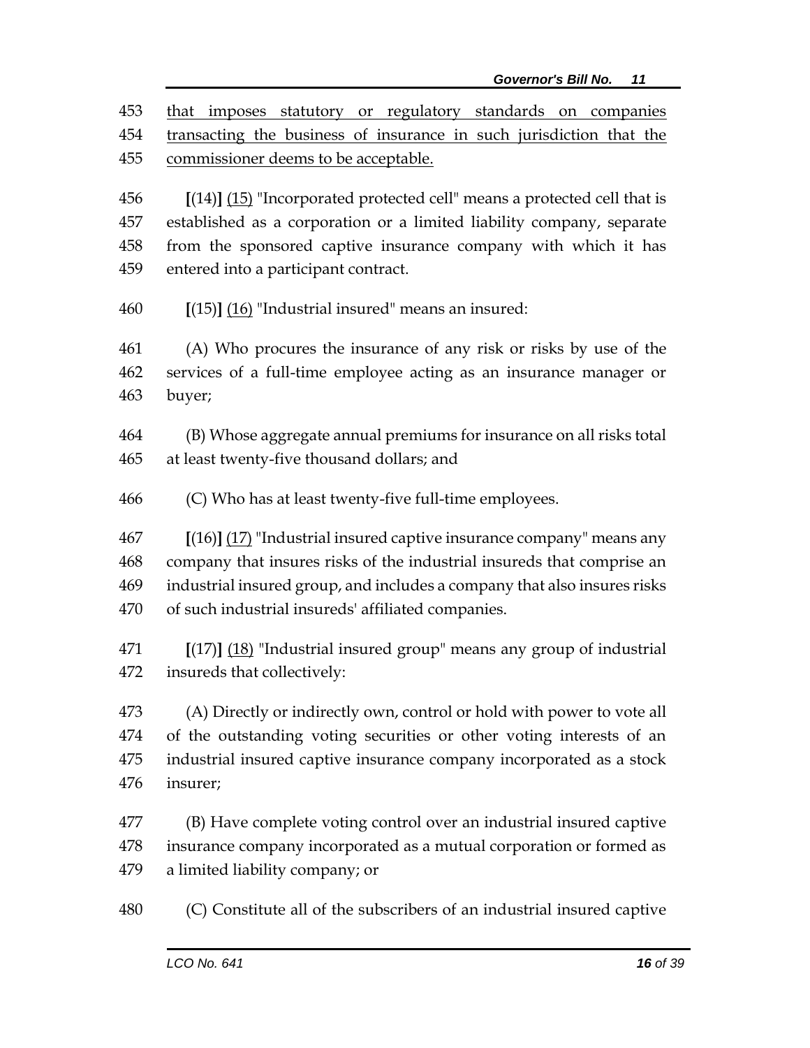that imposes statutory or regulatory standards on companies transacting the business of insurance in such jurisdiction that the commissioner deems to be acceptable.

**[**(14)**]** (15) "Incorporated protected cell" means a protected cell that is established as a corporation or a limited liability company, separate from the sponsored captive insurance company with which it has entered into a participant contract.

**[**(15)**]** (16) "Industrial insured" means an insured:

(A) Who procures the insurance of any risk or risks by use of the services of a full-time employee acting as an insurance manager or buyer;

(B) Whose aggregate annual premiums for insurance on all risks total at least twenty-five thousand dollars; and

(C) Who has at least twenty-five full-time employees.

**[**(16)**]** (17) "Industrial insured captive insurance company" means any company that insures risks of the industrial insureds that comprise an industrial insured group, and includes a company that also insures risks of such industrial insureds' affiliated companies.

**[**(17)**]** (18) "Industrial insured group" means any group of industrial insureds that collectively:

(A) Directly or indirectly own, control or hold with power to vote all of the outstanding voting securities or other voting interests of an industrial insured captive insurance company incorporated as a stock insurer;

(B) Have complete voting control over an industrial insured captive insurance company incorporated as a mutual corporation or formed as a limited liability company; or

(C) Constitute all of the subscribers of an industrial insured captive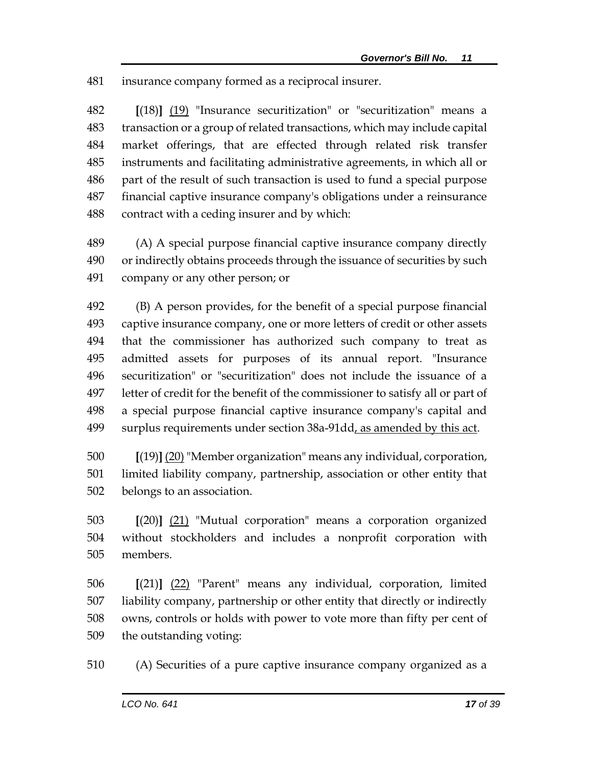insurance company formed as a reciprocal insurer.

**[**(18)**]** (19) "Insurance securitization" or "securitization" means a transaction or a group of related transactions, which may include capital market offerings, that are effected through related risk transfer instruments and facilitating administrative agreements, in which all or part of the result of such transaction is used to fund a special purpose financial captive insurance company's obligations under a reinsurance contract with a ceding insurer and by which:

(A) A special purpose financial captive insurance company directly or indirectly obtains proceeds through the issuance of securities by such company or any other person; or

(B) A person provides, for the benefit of a special purpose financial captive insurance company, one or more letters of credit or other assets that the commissioner has authorized such company to treat as admitted assets for purposes of its annual report. "Insurance securitization" or "securitization" does not include the issuance of a letter of credit for the benefit of the commissioner to satisfy all or part of a special purpose financial captive insurance company's capital and surplus requirements under section 38a-91dd, as amended by this act.

**[**(19)**]** (20) "Member organization" means any individual, corporation, limited liability company, partnership, association or other entity that belongs to an association.

**[**(20)**]** (21) "Mutual corporation" means a corporation organized without stockholders and includes a nonprofit corporation with members.

**[**(21)**]** (22) "Parent" means any individual, corporation, limited liability company, partnership or other entity that directly or indirectly owns, controls or holds with power to vote more than fifty per cent of the outstanding voting:

(A) Securities of a pure captive insurance company organized as a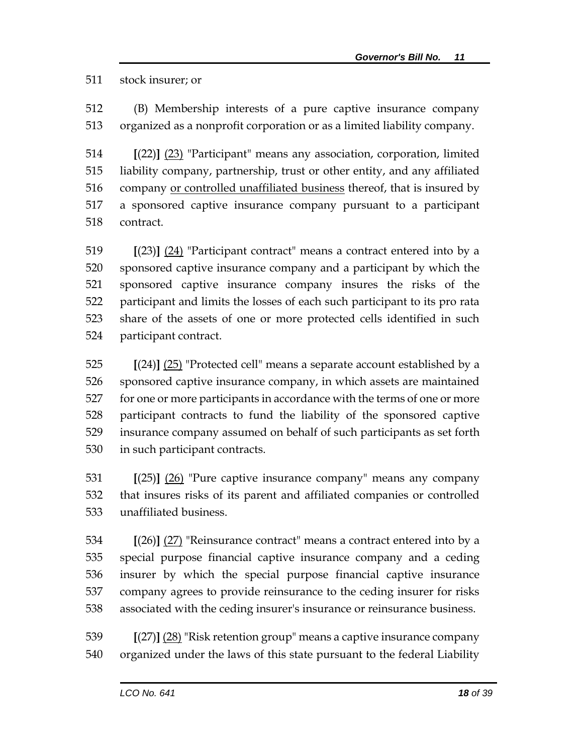stock insurer; or

(B) Membership interests of a pure captive insurance company organized as a nonprofit corporation or as a limited liability company.

**[**(22)**]** <u>(23)</u> "Participant" means any association, corporation, limited liability company, partnership, trust or other entity, and any affiliated company <u>or controlled unaffiliated business</u> thereof, that is insured by a sponsored captive insurance company pursuant to a participant contract.

**[**(23)**]** <u>(24)</u> "Participant contract" means a contract entered into by a sponsored captive insurance company and a participant by which the sponsored captive insurance company insures the risks of the participant and limits the losses of each such participant to its pro rata share of the assets of one or more protected cells identified in such participant contract.

**[**(24)**]** <u>(25)</u> "Protected cell" means a separate account established by a sponsored captive insurance company, in which assets are maintained for one or more participants in accordance with the terms of one or more participant contracts to fund the liability of the sponsored captive insurance company assumed on behalf of such participants as set forth in such participant contracts.

**[**(25)**]** <u>(26)</u> "Pure captive insurance company" means any company that insures risks of its parent and affiliated companies or controlled unaffiliated business.

**[**(26)**]** <u>(27)</u> "Reinsurance contract" means a contract entered into by a special purpose financial captive insurance company and a ceding insurer by which the special purpose financial captive insurance company agrees to provide reinsurance to the ceding insurer for risks associated with the ceding insurer's insurance or reinsurance business.

**[**(27)**]** <u>(28)</u> "Risk retention group" means a captive insurance company organized under the laws of this state pursuant to the federal Liability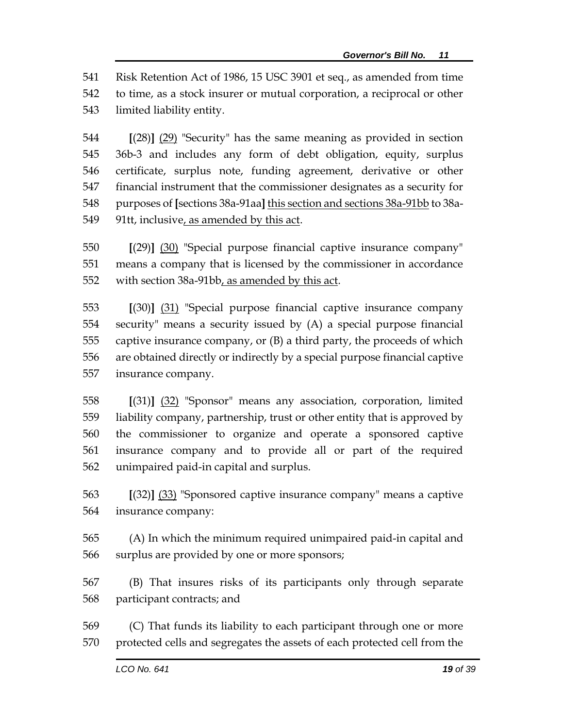541 Risk Retention Act of 1986, 15 USC 3901 et seq., as amended from time
542 to time, as a stock insurer or mutual corporation, a reciprocal or other
543 limited liability entity.

544 **[**(28)**]** <u>(29)</u> "Security" has the same meaning as provided in section
545 36b-3 and includes any form of debt obligation, equity, surplus
546 certificate, surplus note, funding agreement, derivative or other
547 financial instrument that the commissioner designates as a security for
548 purposes of **[**sections 38a-91aa**]** <u>this section and sections 38a-91bb</u> to 38a-
549 91tt, inclusive<u>, as amended by this act</u>.

550 **[**(29)**]** <u>(30)</u> "Special purpose financial captive insurance company"
551 means a company that is licensed by the commissioner in accordance
552 with section 38a-91bb<u>, as amended by this act</u>.

553 **[**(30)**]** <u>(31)</u> "Special purpose financial captive insurance company
554 security" means a security issued by (A) a special purpose financial
555 captive insurance company, or (B) a third party, the proceeds of which
556 are obtained directly or indirectly by a special purpose financial captive
557 insurance company.

558 **[**(31)**]** <u>(32)</u> "Sponsor" means any association, corporation, limited
559 liability company, partnership, trust or other entity that is approved by
560 the commissioner to organize and operate a sponsored captive
561 insurance company and to provide all or part of the required
562 unimpaired paid-in capital and surplus.

563 **[**(32)**]** <u>(33)</u> "Sponsored captive insurance company" means a captive
564 insurance company:

565 (A) In which the minimum required unimpaired paid-in capital and
566 surplus are provided by one or more sponsors;

567 (B) That insures risks of its participants only through separate
568 participant contracts; and

569 (C) That funds its liability to each participant through one or more
570 protected cells and segregates the assets of each protected cell from the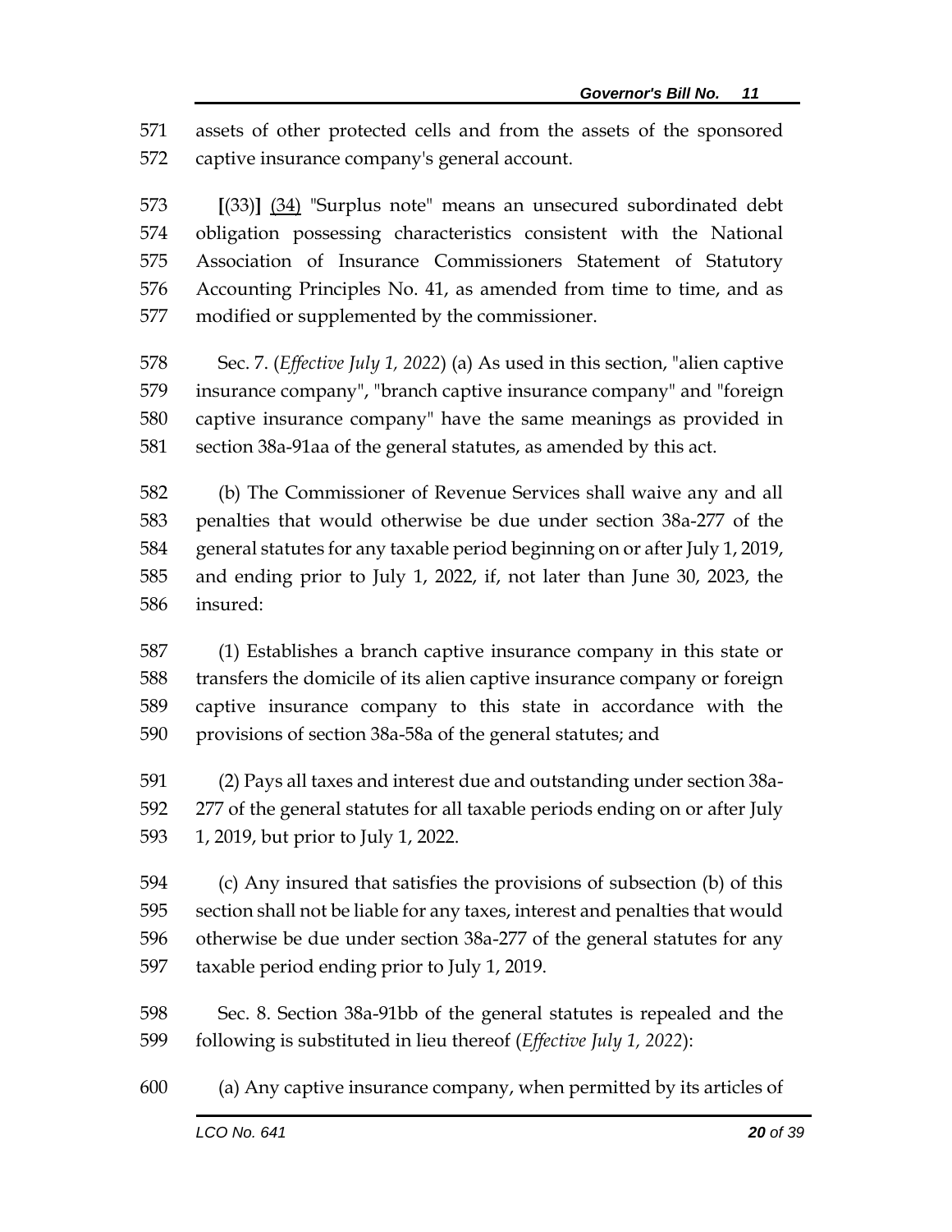assets of other protected cells and from the assets of the sponsored captive insurance company's general account.

[(33)] (34) "Surplus note" means an unsecured subordinated debt obligation possessing characteristics consistent with the National Association of Insurance Commissioners Statement of Statutory Accounting Principles No. 41, as amended from time to time, and as modified or supplemented by the commissioner.

Sec. 7. (*Effective July 1, 2022*) (a) As used in this section, "alien captive insurance company", "branch captive insurance company" and "foreign captive insurance company" have the same meanings as provided in section 38a-91aa of the general statutes, as amended by this act.

(b) The Commissioner of Revenue Services shall waive any and all penalties that would otherwise be due under section 38a-277 of the general statutes for any taxable period beginning on or after July 1, 2019, and ending prior to July 1, 2022, if, not later than June 30, 2023, the insured:

(1) Establishes a branch captive insurance company in this state or transfers the domicile of its alien captive insurance company or foreign captive insurance company to this state in accordance with the provisions of section 38a-58a of the general statutes; and

(2) Pays all taxes and interest due and outstanding under section 38a-277 of the general statutes for all taxable periods ending on or after July 1, 2019, but prior to July 1, 2022.

(c) Any insured that satisfies the provisions of subsection (b) of this section shall not be liable for any taxes, interest and penalties that would otherwise be due under section 38a-277 of the general statutes for any taxable period ending prior to July 1, 2019.

Sec. 8. Section 38a-91bb of the general statutes is repealed and the following is substituted in lieu thereof (*Effective July 1, 2022*):

(a) Any captive insurance company, when permitted by its articles of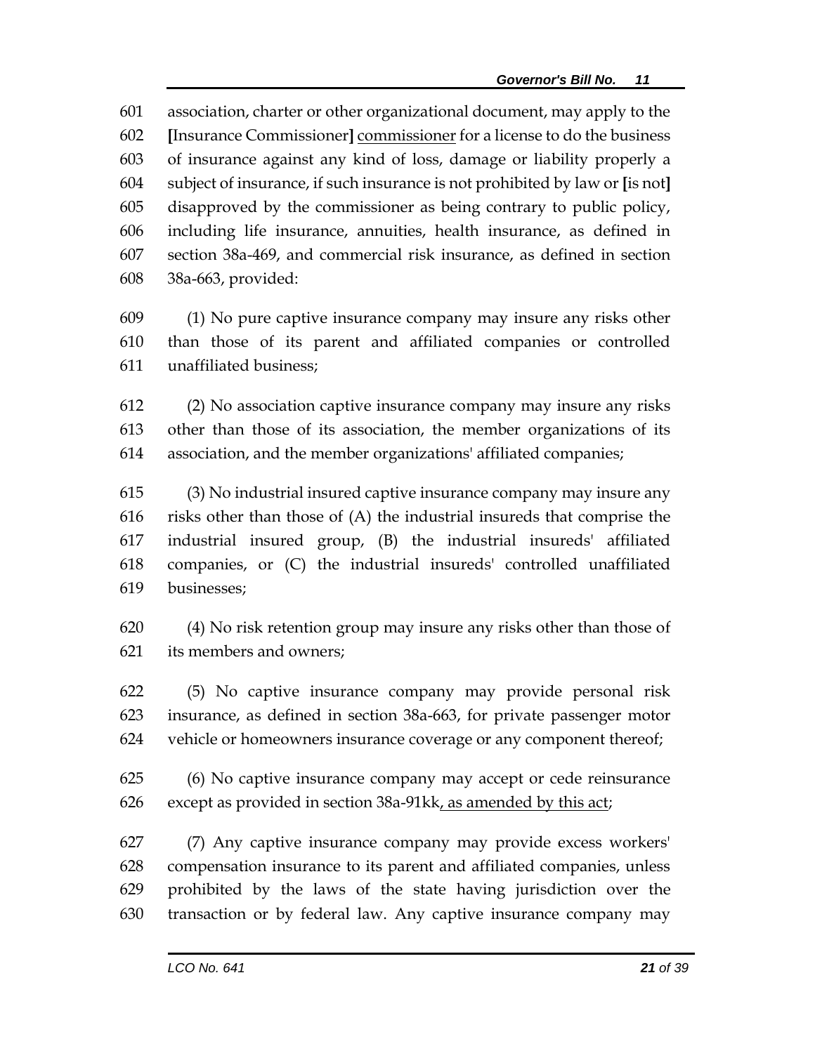601 association, charter or other organizational document, may apply to the
602 [Insurance Commissioner] <u>commissioner</u> for a license to do the business
603 of insurance against any kind of loss, damage or liability properly a
604 subject of insurance, if such insurance is not prohibited by law or [is not]
605 disapproved by the commissioner as being contrary to public policy,
606 including life insurance, annuities, health insurance, as defined in
607 section 38a-469, and commercial risk insurance, as defined in section
608 38a-663, provided:

609 (1) No pure captive insurance company may insure any risks other
610 than those of its parent and affiliated companies or controlled
611 unaffiliated business;

612 (2) No association captive insurance company may insure any risks
613 other than those of its association, the member organizations of its
614 association, and the member organizations' affiliated companies;

615 (3) No industrial insured captive insurance company may insure any
616 risks other than those of (A) the industrial insureds that comprise the
617 industrial insured group, (B) the industrial insureds' affiliated
618 companies, or (C) the industrial insureds' controlled unaffiliated
619 businesses;

620 (4) No risk retention group may insure any risks other than those of
621 its members and owners;

622 (5) No captive insurance company may provide personal risk
623 insurance, as defined in section 38a-663, for private passenger motor
624 vehicle or homeowners insurance coverage or any component thereof;

625 (6) No captive insurance company may accept or cede reinsurance
626 except as provided in section 38a-91kk<u>, as amended by this act</u>;

627 (7) Any captive insurance company may provide excess workers'
628 compensation insurance to its parent and affiliated companies, unless
629 prohibited by the laws of the state having jurisdiction over the
630 transaction or by federal law. Any captive insurance company may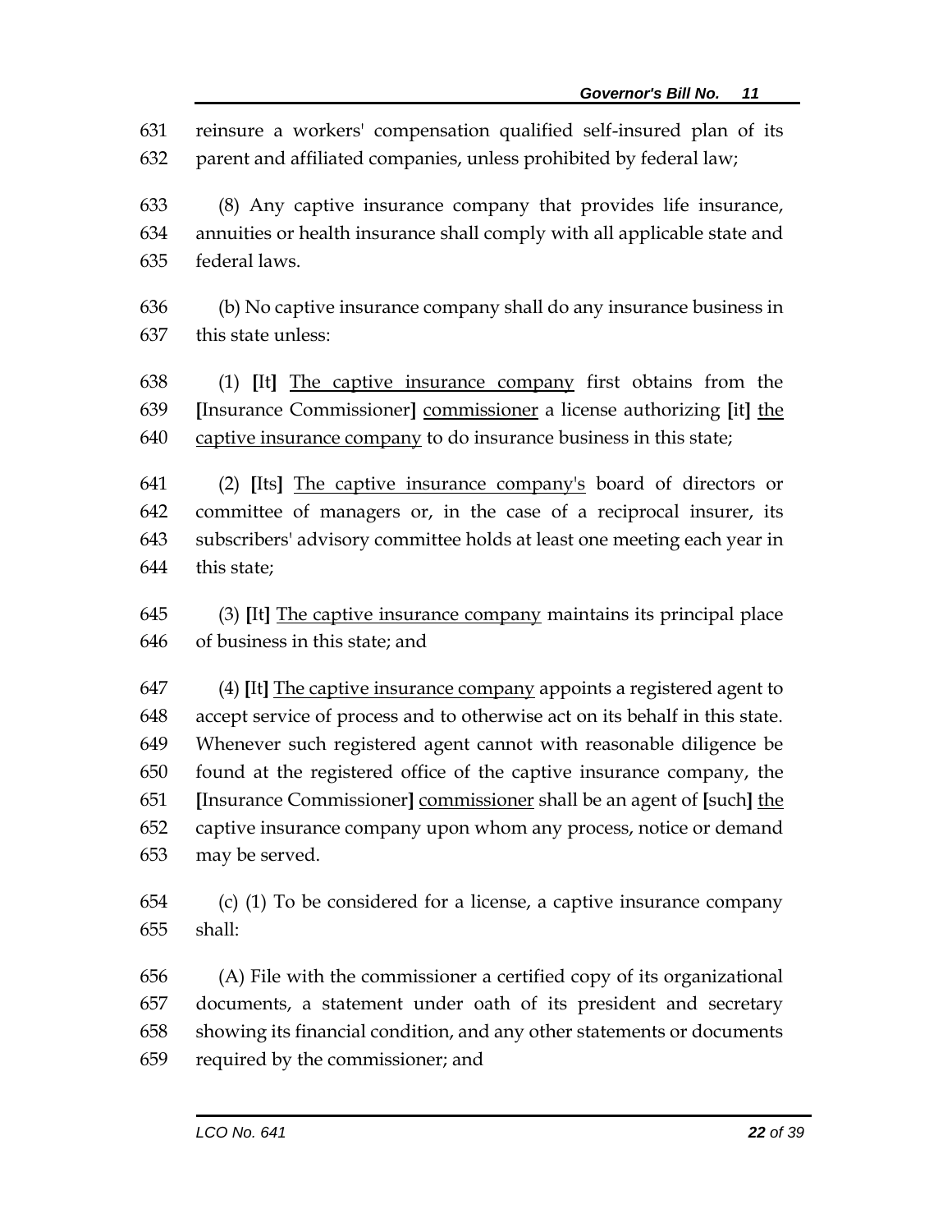631 reinsure a workers' compensation qualified self-insured plan of its
632 parent and affiliated companies, unless prohibited by federal law;

633 (8) Any captive insurance company that provides life insurance,
634 annuities or health insurance shall comply with all applicable state and
635 federal laws.

636 (b) No captive insurance company shall do any insurance business in
637 this state unless:

638 (1) **[**It**]** <u>The captive insurance company</u> first obtains from the
639 **[**Insurance Commissioner**]** <u>commissioner</u> a license authorizing **[**it**]** <u>the</u>
640 <u>captive insurance company</u> to do insurance business in this state;

641 (2) **[**Its**]** <u>The captive insurance company's</u> board of directors or
642 committee of managers or, in the case of a reciprocal insurer, its
643 subscribers' advisory committee holds at least one meeting each year in
644 this state;

645 (3) **[**It**]** <u>The captive insurance company</u> maintains its principal place
646 of business in this state; and

647 (4) **[**It**]** <u>The captive insurance company</u> appoints a registered agent to
648 accept service of process and to otherwise act on its behalf in this state.
649 Whenever such registered agent cannot with reasonable diligence be
650 found at the registered office of the captive insurance company, the
651 **[**Insurance Commissioner**]** <u>commissioner</u> shall be an agent of **[**such**]** <u>the</u>
652 captive insurance company upon whom any process, notice or demand
653 may be served.

654 (c) (1) To be considered for a license, a captive insurance company
655 shall:

656 (A) File with the commissioner a certified copy of its organizational
657 documents, a statement under oath of its president and secretary
658 showing its financial condition, and any other statements or documents
659 required by the commissioner; and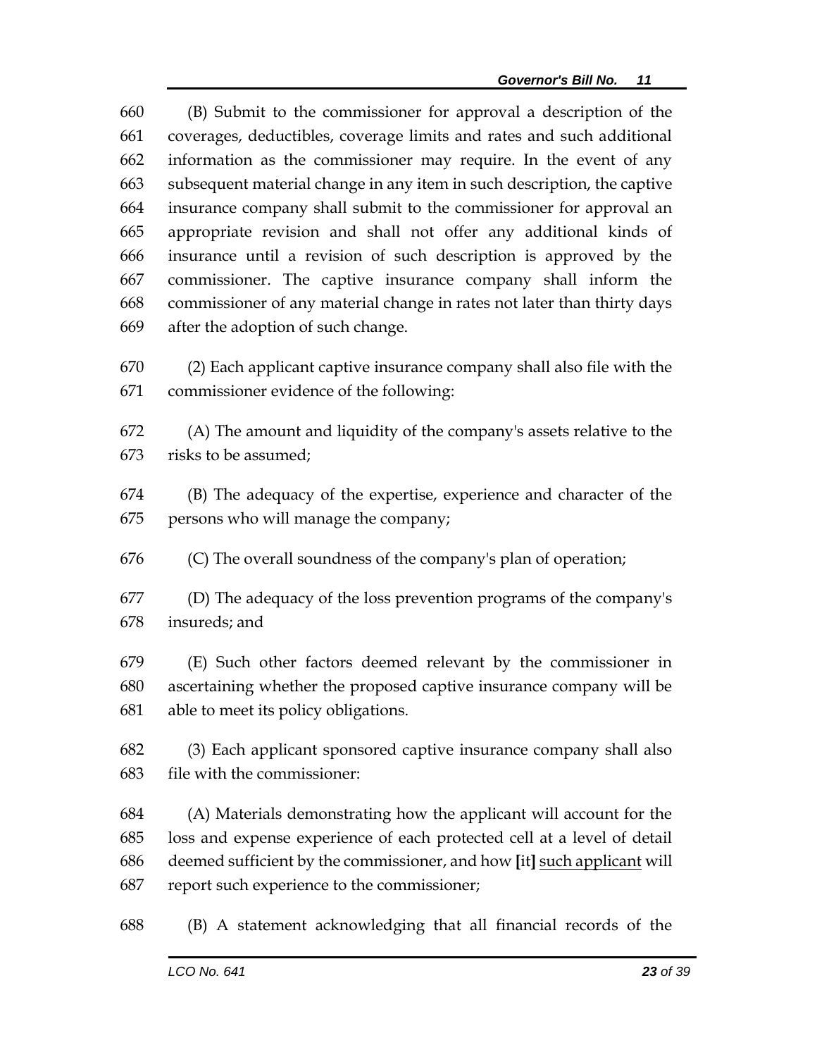(B) Submit to the commissioner for approval a description of the coverages, deductibles, coverage limits and rates and such additional information as the commissioner may require. In the event of any subsequent material change in any item in such description, the captive insurance company shall submit to the commissioner for approval an appropriate revision and shall not offer any additional kinds of insurance until a revision of such description is approved by the commissioner. The captive insurance company shall inform the commissioner of any material change in rates not later than thirty days after the adoption of such change.

(2) Each applicant captive insurance company shall also file with the commissioner evidence of the following:

(A) The amount and liquidity of the company's assets relative to the risks to be assumed;

(B) The adequacy of the expertise, experience and character of the persons who will manage the company;

(C) The overall soundness of the company's plan of operation;

(D) The adequacy of the loss prevention programs of the company's insureds; and

(E) Such other factors deemed relevant by the commissioner in ascertaining whether the proposed captive insurance company will be able to meet its policy obligations.

(3) Each applicant sponsored captive insurance company shall also file with the commissioner:

(A) Materials demonstrating how the applicant will account for the loss and expense experience of each protected cell at a level of detail deemed sufficient by the commissioner, and how **[**it**]** <u>such applicant</u> will report such experience to the commissioner;

(B) A statement acknowledging that all financial records of the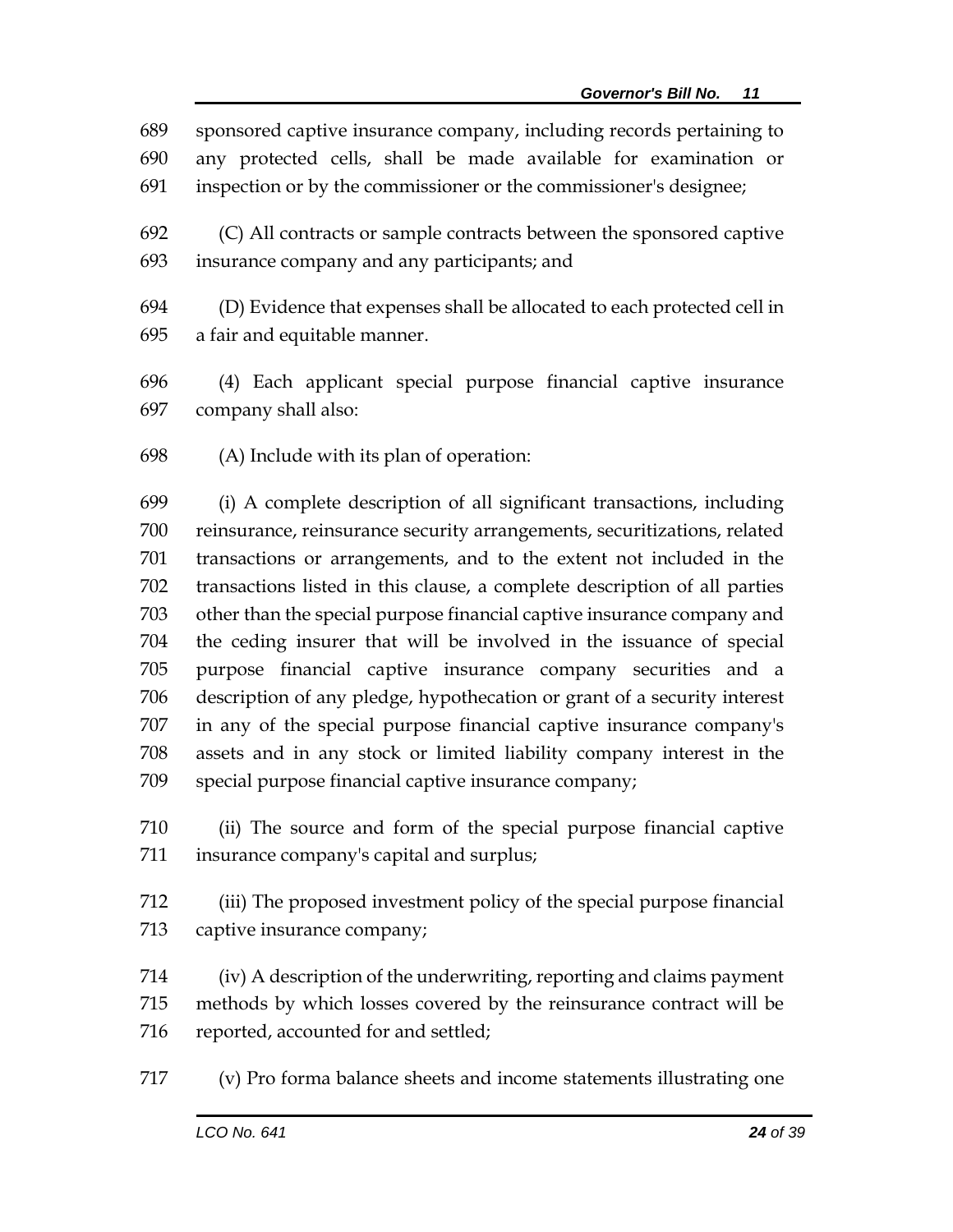sponsored captive insurance company, including records pertaining to any protected cells, shall be made available for examination or inspection or by the commissioner or the commissioner's designee;

(C) All contracts or sample contracts between the sponsored captive insurance company and any participants; and

(D) Evidence that expenses shall be allocated to each protected cell in a fair and equitable manner.

(4) Each applicant special purpose financial captive insurance company shall also:

(A) Include with its plan of operation:

(i) A complete description of all significant transactions, including reinsurance, reinsurance security arrangements, securitizations, related transactions or arrangements, and to the extent not included in the transactions listed in this clause, a complete description of all parties other than the special purpose financial captive insurance company and the ceding insurer that will be involved in the issuance of special purpose financial captive insurance company securities and a description of any pledge, hypothecation or grant of a security interest in any of the special purpose financial captive insurance company's assets and in any stock or limited liability company interest in the special purpose financial captive insurance company;

(ii) The source and form of the special purpose financial captive insurance company's capital and surplus;

(iii) The proposed investment policy of the special purpose financial captive insurance company;

(iv) A description of the underwriting, reporting and claims payment methods by which losses covered by the reinsurance contract will be reported, accounted for and settled;

(v) Pro forma balance sheets and income statements illustrating one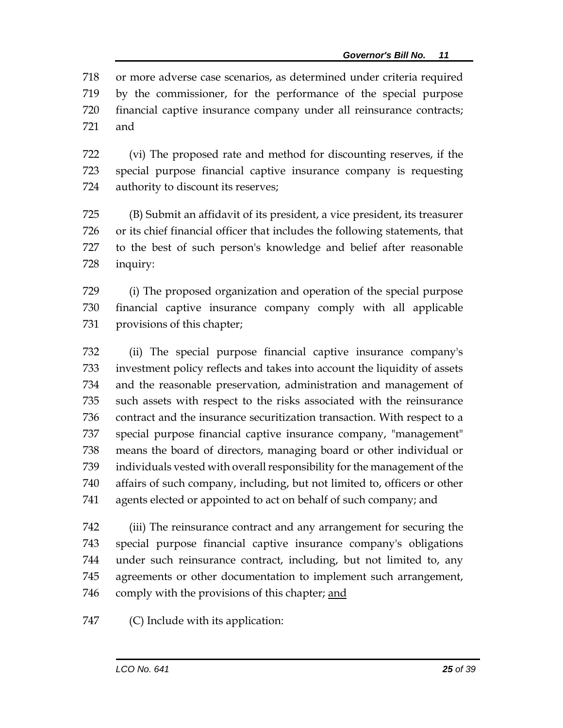or more adverse case scenarios, as determined under criteria required by the commissioner, for the performance of the special purpose financial captive insurance company under all reinsurance contracts; and

(vi) The proposed rate and method for discounting reserves, if the special purpose financial captive insurance company is requesting authority to discount its reserves;

(B) Submit an affidavit of its president, a vice president, its treasurer or its chief financial officer that includes the following statements, that to the best of such person's knowledge and belief after reasonable inquiry:

(i) The proposed organization and operation of the special purpose financial captive insurance company comply with all applicable provisions of this chapter;

(ii) The special purpose financial captive insurance company's investment policy reflects and takes into account the liquidity of assets and the reasonable preservation, administration and management of such assets with respect to the risks associated with the reinsurance contract and the insurance securitization transaction. With respect to a special purpose financial captive insurance company, "management" means the board of directors, managing board or other individual or individuals vested with overall responsibility for the management of the affairs of such company, including, but not limited to, officers or other agents elected or appointed to act on behalf of such company; and

(iii) The reinsurance contract and any arrangement for securing the special purpose financial captive insurance company's obligations under such reinsurance contract, including, but not limited to, any agreements or other documentation to implement such arrangement, comply with the provisions of this chapter; <u>and</u>

(C) Include with its application: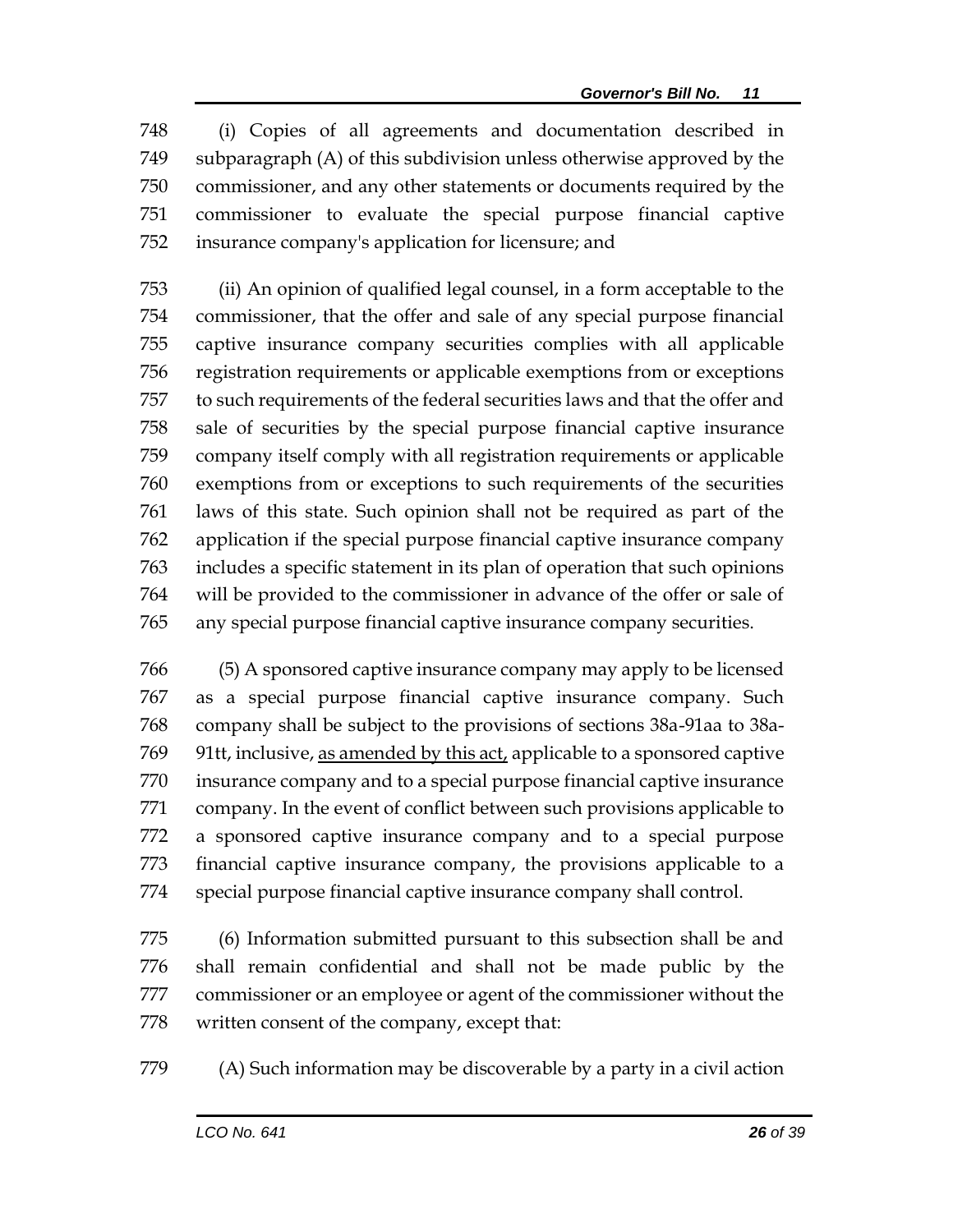(i) Copies of all agreements and documentation described in subparagraph (A) of this subdivision unless otherwise approved by the commissioner, and any other statements or documents required by the commissioner to evaluate the special purpose financial captive insurance company's application for licensure; and

(ii) An opinion of qualified legal counsel, in a form acceptable to the commissioner, that the offer and sale of any special purpose financial captive insurance company securities complies with all applicable registration requirements or applicable exemptions from or exceptions to such requirements of the federal securities laws and that the offer and sale of securities by the special purpose financial captive insurance company itself comply with all registration requirements or applicable exemptions from or exceptions to such requirements of the securities laws of this state. Such opinion shall not be required as part of the application if the special purpose financial captive insurance company includes a specific statement in its plan of operation that such opinions will be provided to the commissioner in advance of the offer or sale of any special purpose financial captive insurance company securities.

(5) A sponsored captive insurance company may apply to be licensed as a special purpose financial captive insurance company. Such company shall be subject to the provisions of sections 38a-91aa to 38a-91tt, inclusive, <u>as amended by this act,</u> applicable to a sponsored captive insurance company and to a special purpose financial captive insurance company. In the event of conflict between such provisions applicable to a sponsored captive insurance company and to a special purpose financial captive insurance company, the provisions applicable to a special purpose financial captive insurance company shall control.

(6) Information submitted pursuant to this subsection shall be and shall remain confidential and shall not be made public by the commissioner or an employee or agent of the commissioner without the written consent of the company, except that:

(A) Such information may be discoverable by a party in a civil action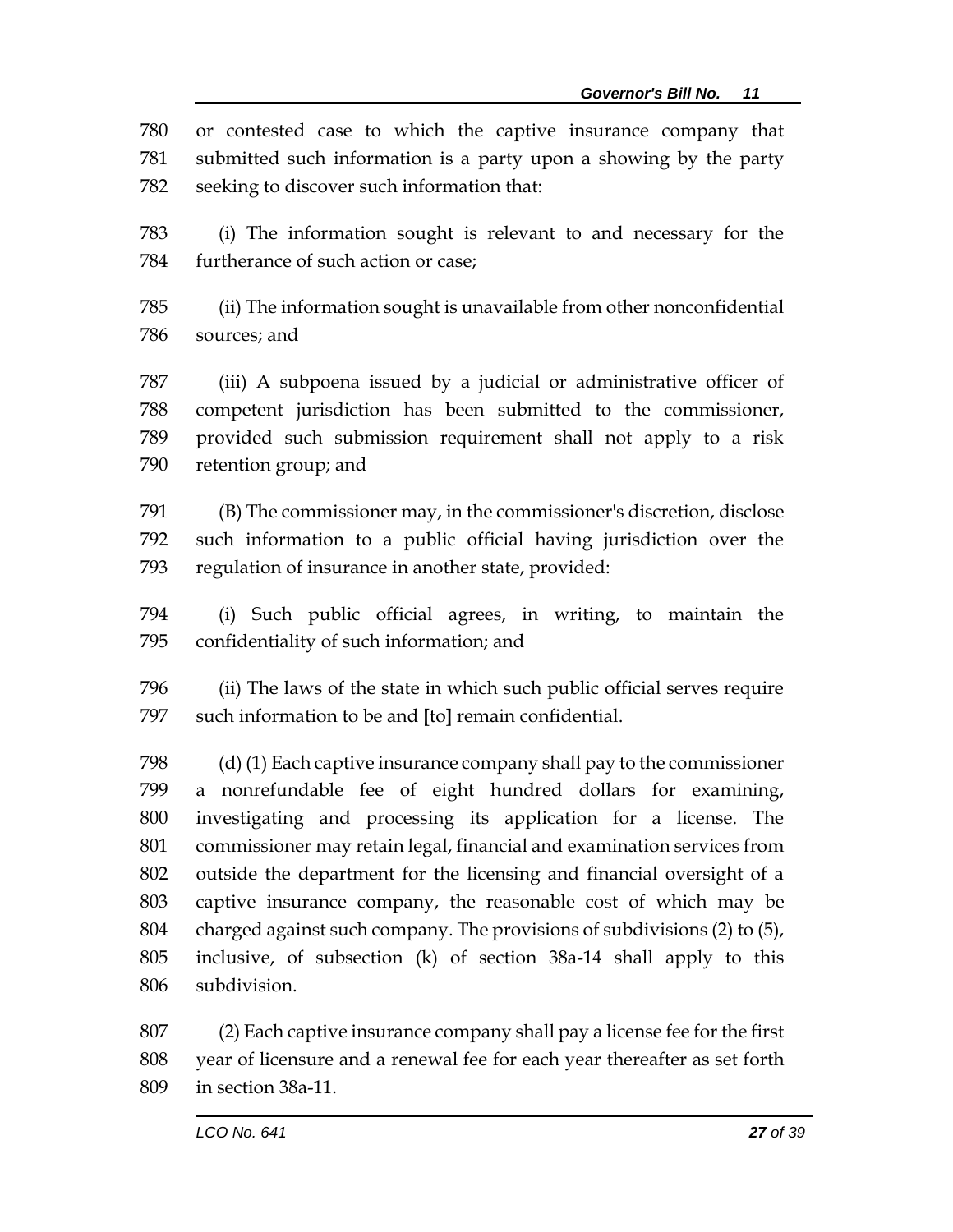780 or contested case to which the captive insurance company that 781 submitted such information is a party upon a showing by the party 782 seeking to discover such information that:

783 (i) The information sought is relevant to and necessary for the 784 furtherance of such action or case;

785 (ii) The information sought is unavailable from other nonconfidential 786 sources; and

787 (iii) A subpoena issued by a judicial or administrative officer of 788 competent jurisdiction has been submitted to the commissioner, 789 provided such submission requirement shall not apply to a risk 790 retention group; and

791 (B) The commissioner may, in the commissioner's discretion, disclose 792 such information to a public official having jurisdiction over the 793 regulation of insurance in another state, provided:

794 (i) Such public official agrees, in writing, to maintain the 795 confidentiality of such information; and

796 (ii) The laws of the state in which such public official serves require 797 such information to be and **[**to**]** remain confidential.

798 (d) (1) Each captive insurance company shall pay to the commissioner 799 a nonrefundable fee of eight hundred dollars for examining, 800 investigating and processing its application for a license. The 801 commissioner may retain legal, financial and examination services from 802 outside the department for the licensing and financial oversight of a 803 captive insurance company, the reasonable cost of which may be 804 charged against such company. The provisions of subdivisions (2) to (5), 805 inclusive, of subsection (k) of section 38a-14 shall apply to this 806 subdivision.

807 (2) Each captive insurance company shall pay a license fee for the first 808 year of licensure and a renewal fee for each year thereafter as set forth 809 in section 38a-11.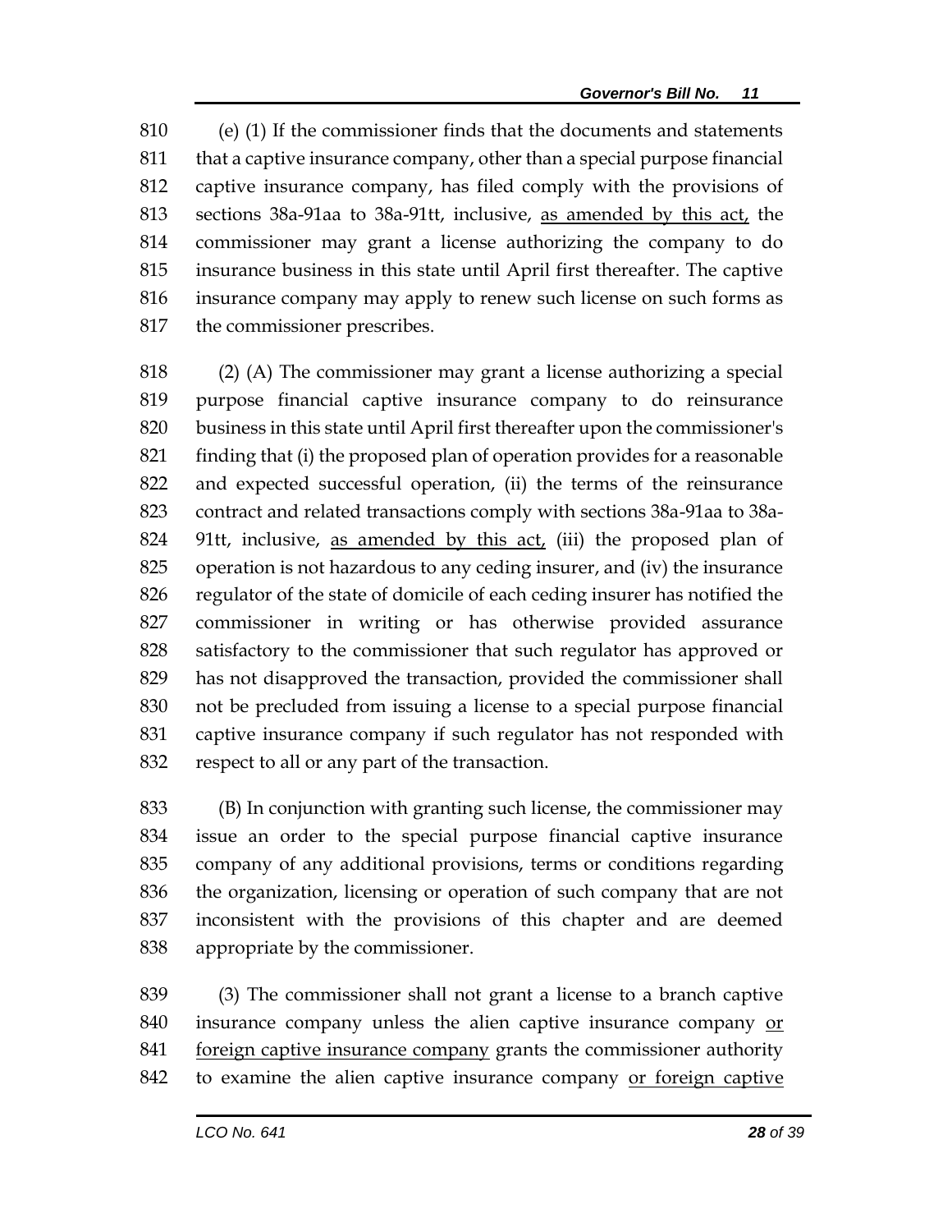810 (e) (1) If the commissioner finds that the documents and statements
811 that a captive insurance company, other than a special purpose financial
812 captive insurance company, has filed comply with the provisions of
813 sections 38a-91aa to 38a-91tt, inclusive, <u>as amended by this act,</u> the
814 commissioner may grant a license authorizing the company to do
815 insurance business in this state until April first thereafter. The captive
816 insurance company may apply to renew such license on such forms as
817 the commissioner prescribes.

818 (2) (A) The commissioner may grant a license authorizing a special
819 purpose financial captive insurance company to do reinsurance
820 business in this state until April first thereafter upon the commissioner's
821 finding that (i) the proposed plan of operation provides for a reasonable
822 and expected successful operation, (ii) the terms of the reinsurance
823 contract and related transactions comply with sections 38a-91aa to 38a-
824 91tt, inclusive, <u>as amended by this act,</u> (iii) the proposed plan of
825 operation is not hazardous to any ceding insurer, and (iv) the insurance
826 regulator of the state of domicile of each ceding insurer has notified the
827 commissioner in writing or has otherwise provided assurance
828 satisfactory to the commissioner that such regulator has approved or
829 has not disapproved the transaction, provided the commissioner shall
830 not be precluded from issuing a license to a special purpose financial
831 captive insurance company if such regulator has not responded with
832 respect to all or any part of the transaction.

833 (B) In conjunction with granting such license, the commissioner may
834 issue an order to the special purpose financial captive insurance
835 company of any additional provisions, terms or conditions regarding
836 the organization, licensing or operation of such company that are not
837 inconsistent with the provisions of this chapter and are deemed
838 appropriate by the commissioner.

839 (3) The commissioner shall not grant a license to a branch captive
840 insurance company unless the alien captive insurance company <u>or</u>
841 <u>foreign captive insurance company</u> grants the commissioner authority
842 to examine the alien captive insurance company <u>or foreign captive</u>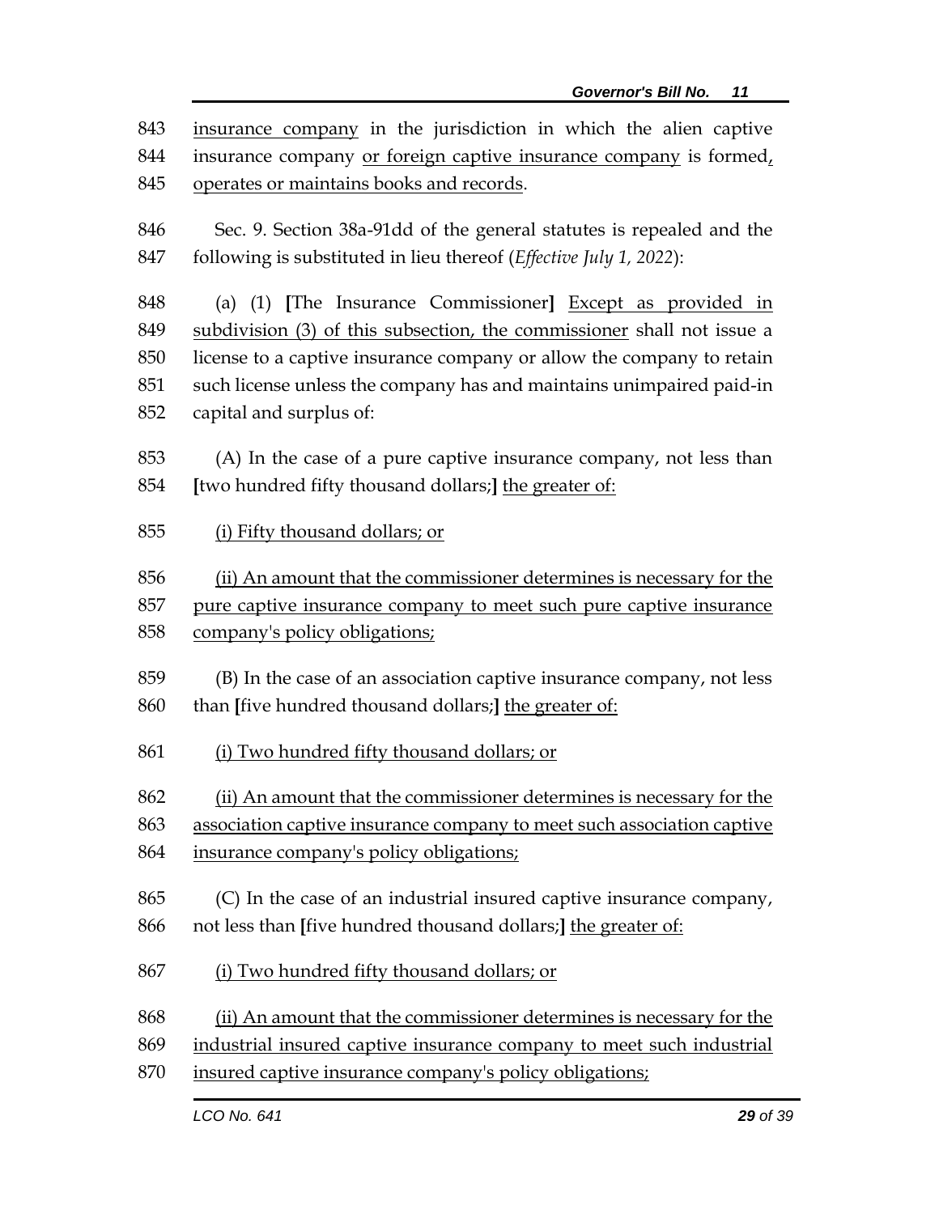843 insurance company in the jurisdiction in which the alien captive
844 insurance company or foreign captive insurance company is formed,
845 operates or maintains books and records.

846 Sec. 9. Section 38a-91dd of the general statutes is repealed and the
847 following is substituted in lieu thereof (*Effective July 1, 2022*):

848 (a) (1) **[**The Insurance Commissioner**]** Except as provided in
849 subdivision (3) of this subsection, the commissioner shall not issue a
850 license to a captive insurance company or allow the company to retain
851 such license unless the company has and maintains unimpaired paid-in
852 capital and surplus of:

853 (A) In the case of a pure captive insurance company, not less than
854 **[**two hundred fifty thousand dollars;**]** the greater of:

855 (i) Fifty thousand dollars; or

856 (ii) An amount that the commissioner determines is necessary for the
857 pure captive insurance company to meet such pure captive insurance
858 company's policy obligations;

859 (B) In the case of an association captive insurance company, not less
860 than **[**five hundred thousand dollars;**]** the greater of:

861 (i) Two hundred fifty thousand dollars; or

862 (ii) An amount that the commissioner determines is necessary for the
863 association captive insurance company to meet such association captive
864 insurance company's policy obligations;

865 (C) In the case of an industrial insured captive insurance company,
866 not less than **[**five hundred thousand dollars;**]** the greater of:

867 (i) Two hundred fifty thousand dollars; or

868 (ii) An amount that the commissioner determines is necessary for the
869 industrial insured captive insurance company to meet such industrial
870 insured captive insurance company's policy obligations;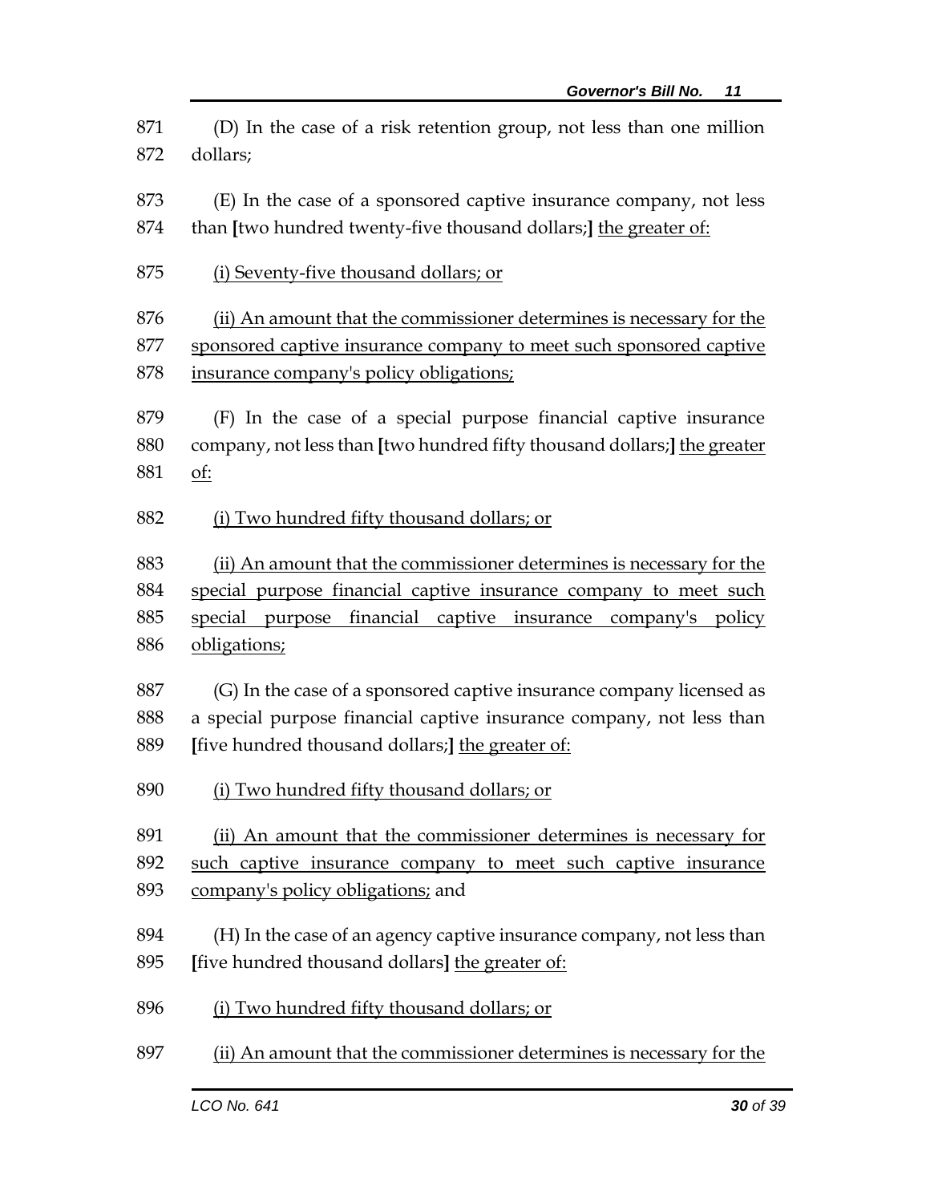871 (D) In the case of a risk retention group, not less than one million
872 dollars;

873 (E) In the case of a sponsored captive insurance company, not less
874 than [two hundred twenty-five thousand dollars;] <u>the greater of:</u>

875 <u>(i) Seventy-five thousand dollars; or</u>

876 <u>(ii) An amount that the commissioner determines is necessary for the</u>
877 <u>sponsored captive insurance company to meet such sponsored captive</u>
878 <u>insurance company's policy obligations;</u>

879 (F) In the case of a special purpose financial captive insurance
880 company, not less than [two hundred fifty thousand dollars;] <u>the greater</u>
881 <u>of:</u>

882 <u>(i) Two hundred fifty thousand dollars; or</u>

883 <u>(ii) An amount that the commissioner determines is necessary for the</u>
884 <u>special purpose financial captive insurance company to meet such</u>
885 <u>special purpose financial captive insurance company's policy</u>
886 <u>obligations;</u>

887 (G) In the case of a sponsored captive insurance company licensed as
888 a special purpose financial captive insurance company, not less than
889 [five hundred thousand dollars;] <u>the greater of:</u>

890 <u>(i) Two hundred fifty thousand dollars; or</u>

891 <u>(ii) An amount that the commissioner determines is necessary for</u>
892 <u>such captive insurance company to meet such captive insurance</u>
893 <u>company's policy obligations;</u> and

894 (H) In the case of an agency captive insurance company, not less than
895 [five hundred thousand dollars] <u>the greater of:</u>

896 <u>(i) Two hundred fifty thousand dollars; or</u>

897 <u>(ii) An amount that the commissioner determines is necessary for the</u>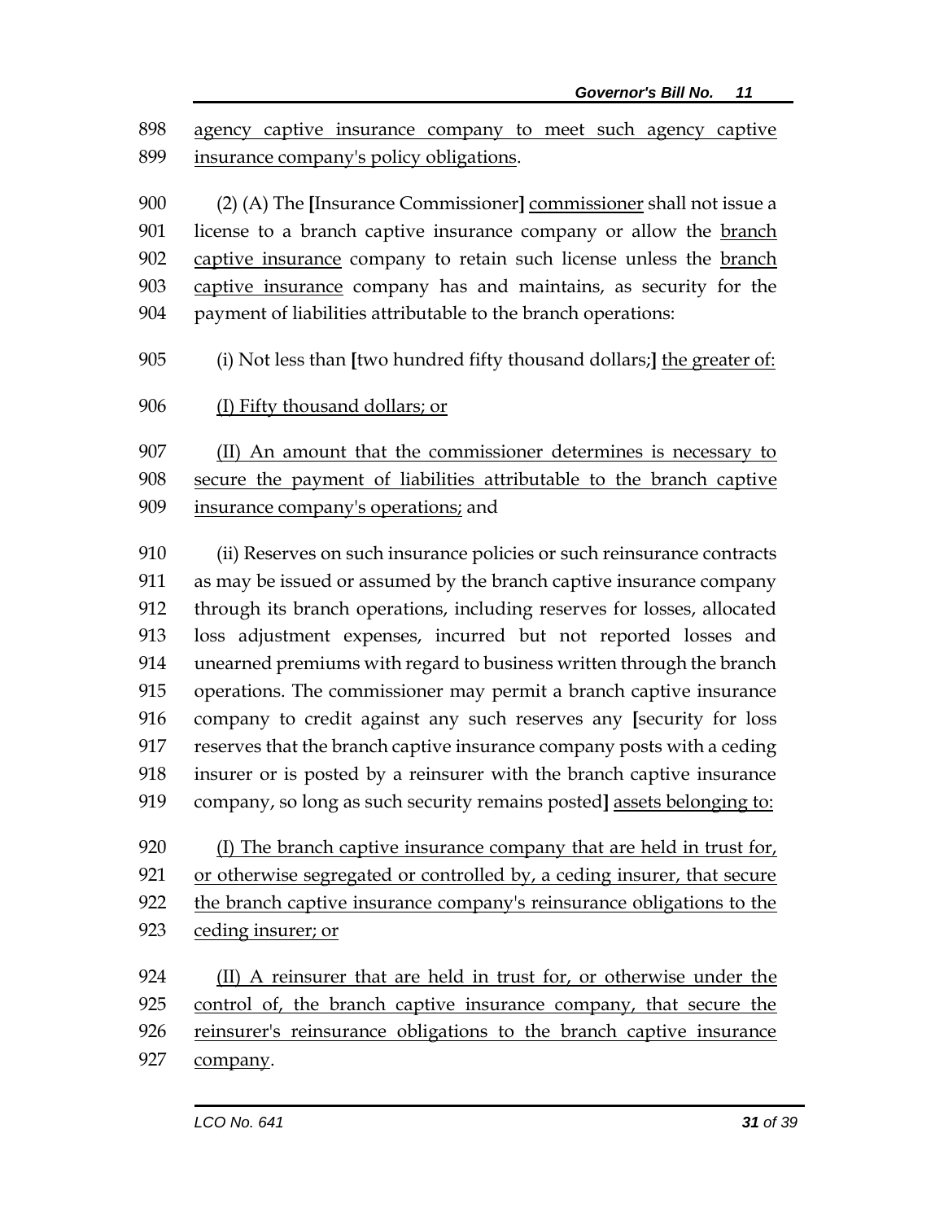898 agency captive insurance company to meet such agency captive
899 insurance company's policy obligations.

900 (2) (A) The **[**Insurance Commissioner**]** commissioner shall not issue a
901 license to a branch captive insurance company or allow the branch
902 captive insurance company to retain such license unless the branch
903 captive insurance company has and maintains, as security for the
904 payment of liabilities attributable to the branch operations:

905 (i) Not less than **[**two hundred fifty thousand dollars;**]** the greater of:

906 (I) Fifty thousand dollars; or

907 (II) An amount that the commissioner determines is necessary to
908 secure the payment of liabilities attributable to the branch captive
909 insurance company's operations; and

910 (ii) Reserves on such insurance policies or such reinsurance contracts
911 as may be issued or assumed by the branch captive insurance company
912 through its branch operations, including reserves for losses, allocated
913 loss adjustment expenses, incurred but not reported losses and
914 unearned premiums with regard to business written through the branch
915 operations. The commissioner may permit a branch captive insurance
916 company to credit against any such reserves any **[**security for loss
917 reserves that the branch captive insurance company posts with a ceding
918 insurer or is posted by a reinsurer with the branch captive insurance
919 company, so long as such security remains posted**]** assets belonging to:

920 (I) The branch captive insurance company that are held in trust for,
921 or otherwise segregated or controlled by, a ceding insurer, that secure
922 the branch captive insurance company's reinsurance obligations to the
923 ceding insurer; or

924 (II) A reinsurer that are held in trust for, or otherwise under the
925 control of, the branch captive insurance company, that secure the
926 reinsurer's reinsurance obligations to the branch captive insurance
927 company.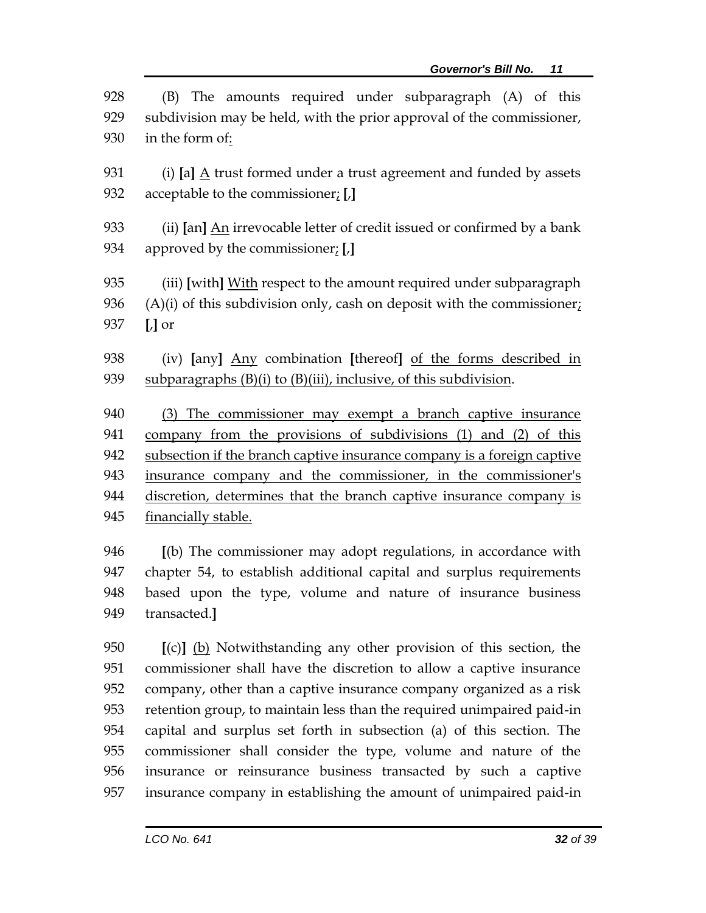928 (B) The amounts required under subparagraph (A) of this
929 subdivision may be held, with the prior approval of the commissioner,
930 in the form of<u>:</u>

931 (i) **[**a**]** <u>A</u> trust formed under a trust agreement and funded by assets
932 acceptable to the commissioner<u>;</u> **[**,**]**

933 (ii) **[**an**]** <u>An</u> irrevocable letter of credit issued or confirmed by a bank
934 approved by the commissioner<u>;</u> **[**,**]**

935 (iii) **[**with**]** <u>With</u> respect to the amount required under subparagraph
936 (A)(i) of this subdivision only, cash on deposit with the commissioner<u>;</u>
937 **[**,**]** or

938 (iv) **[**any**]** <u>Any</u> combination **[**thereof**]** <u>of the forms described in</u>
939 <u>subparagraphs (B)(i) to (B)(iii), inclusive, of this subdivision</u>.

940 <u>(3) The commissioner may exempt a branch captive insurance</u>
941 <u>company from the provisions of subdivisions (1) and (2) of this</u>
942 <u>subsection if the branch captive insurance company is a foreign captive</u>
943 <u>insurance company and the commissioner, in the commissioner's</u>
944 <u>discretion, determines that the branch captive insurance company is</u>
945 <u>financially stable.</u>

946 **[**(b) The commissioner may adopt regulations, in accordance with
947 chapter 54, to establish additional capital and surplus requirements
948 based upon the type, volume and nature of insurance business
949 transacted.**]**

950 **[**(c)**]** <u>(b)</u> Notwithstanding any other provision of this section, the
951 commissioner shall have the discretion to allow a captive insurance
952 company, other than a captive insurance company organized as a risk
953 retention group, to maintain less than the required unimpaired paid-in
954 capital and surplus set forth in subsection (a) of this section. The
955 commissioner shall consider the type, volume and nature of the
956 insurance or reinsurance business transacted by such a captive
957 insurance company in establishing the amount of unimpaired paid-in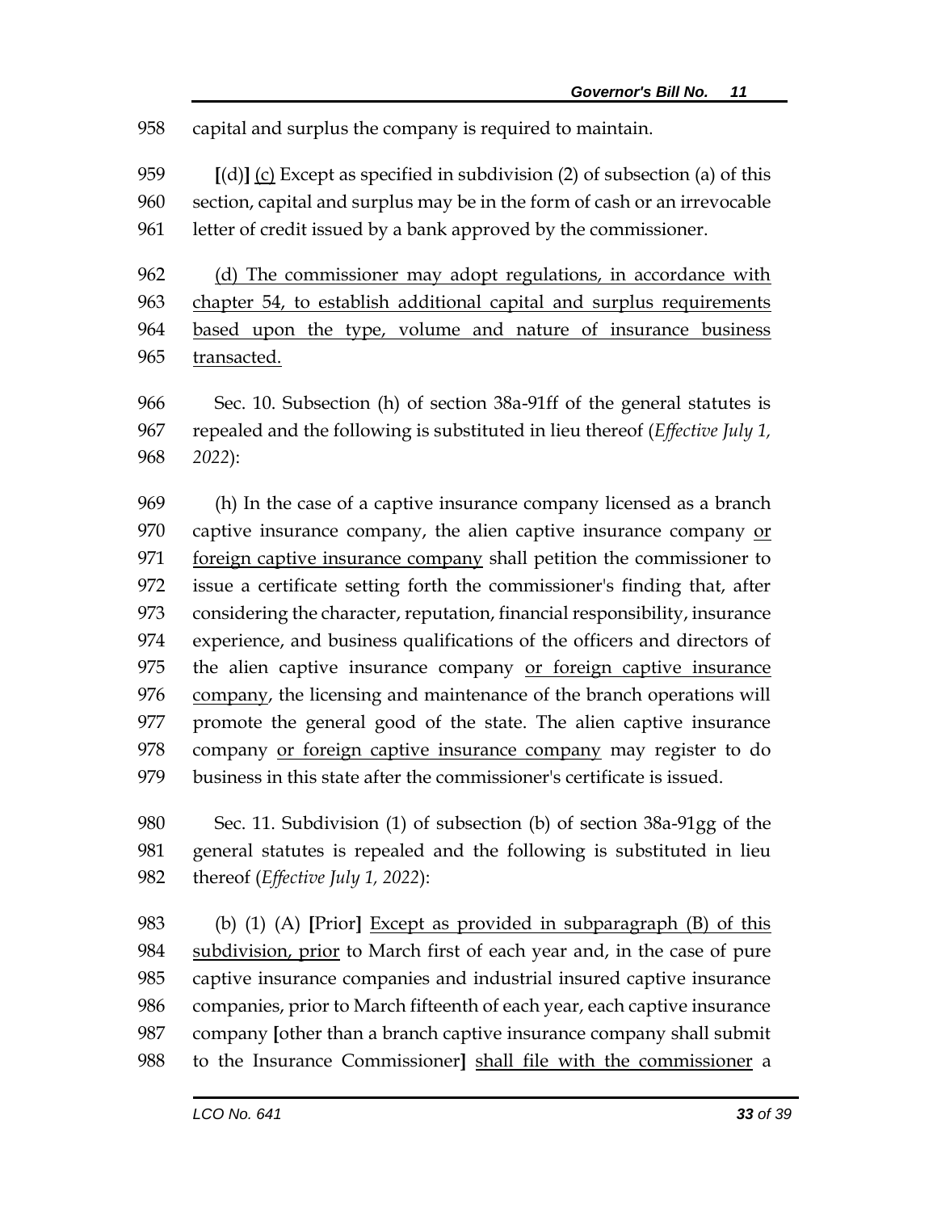958 capital and surplus the company is required to maintain.

959 **[**(d)**]** <u>(c)</u> Except as specified in subdivision (2) of subsection (a) of this
960 section, capital and surplus may be in the form of cash or an irrevocable
961 letter of credit issued by a bank approved by the commissioner.

962 <u>(d) The commissioner may adopt regulations, in accordance with</u>
963 <u>chapter 54, to establish additional capital and surplus requirements</u>
964 <u>based upon the type, volume and nature of insurance business</u>
965 <u>transacted.</u>

966 Sec. 10. Subsection (h) of section 38a-91ff of the general statutes is
967 repealed and the following is substituted in lieu thereof (*Effective July 1,*
968 *2022*):

969 (h) In the case of a captive insurance company licensed as a branch
970 captive insurance company, the alien captive insurance company <u>or</u>
971 <u>foreign captive insurance company</u> shall petition the commissioner to
972 issue a certificate setting forth the commissioner's finding that, after
973 considering the character, reputation, financial responsibility, insurance
974 experience, and business qualifications of the officers and directors of
975 the alien captive insurance company <u>or foreign captive insurance</u>
976 <u>company</u>, the licensing and maintenance of the branch operations will
977 promote the general good of the state. The alien captive insurance
978 company <u>or foreign captive insurance company</u> may register to do
979 business in this state after the commissioner's certificate is issued.

980 Sec. 11. Subdivision (1) of subsection (b) of section 38a-91gg of the
981 general statutes is repealed and the following is substituted in lieu
982 thereof (*Effective July 1, 2022*):

983 (b) (1) (A) **[**Prior**]** <u>Except as provided in subparagraph (B) of this</u>
984 <u>subdivision, prior</u> to March first of each year and, in the case of pure
985 captive insurance companies and industrial insured captive insurance
986 companies, prior to March fifteenth of each year, each captive insurance
987 company **[**other than a branch captive insurance company shall submit
988 to the Insurance Commissioner**]** <u>shall file with the commissioner</u> a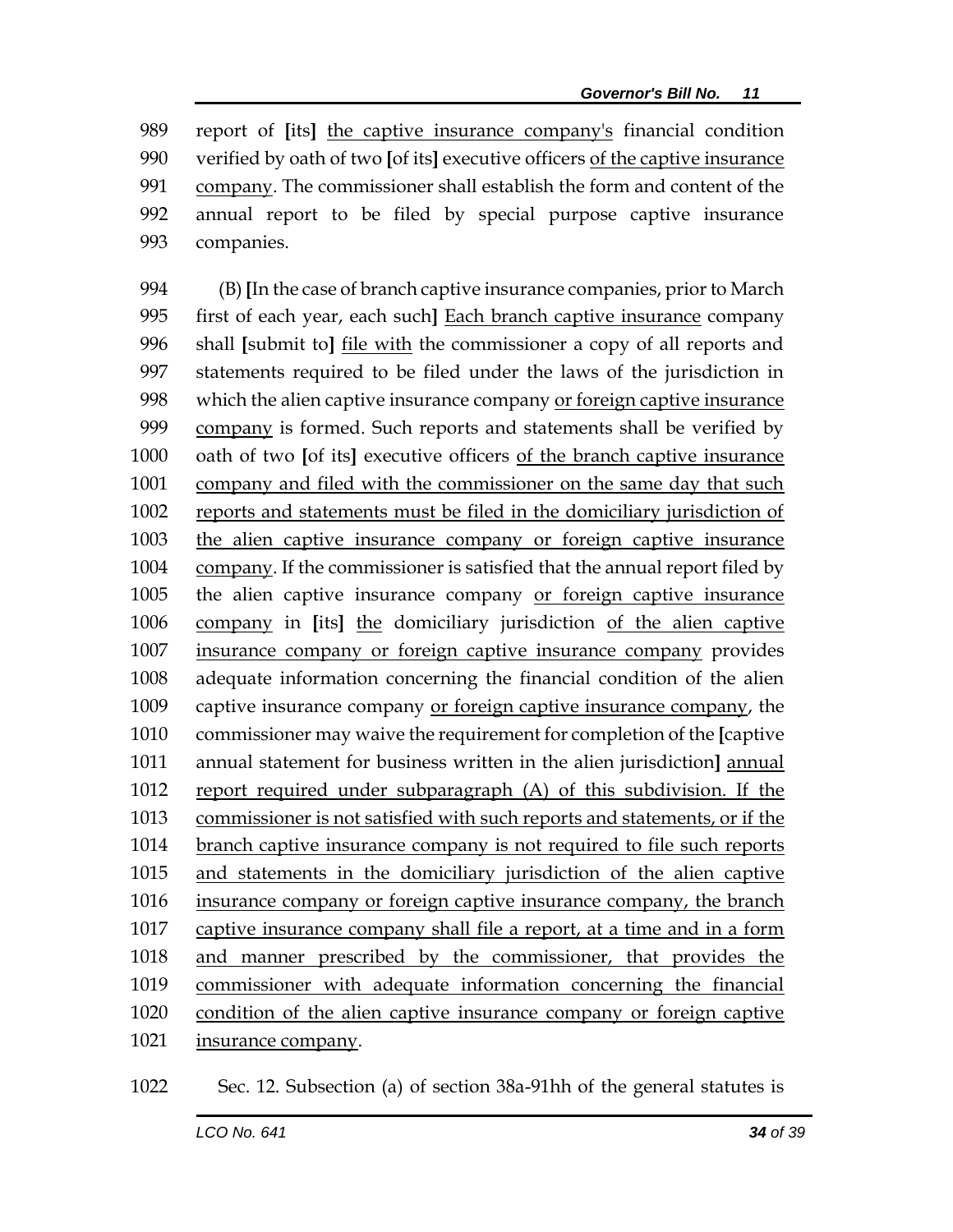report of [its] the captive insurance company's financial condition verified by oath of two [of its] executive officers of the captive insurance company. The commissioner shall establish the form and content of the annual report to be filed by special purpose captive insurance companies.

(B) [In the case of branch captive insurance companies, prior to March first of each year, each such] Each branch captive insurance company shall [submit to] file with the commissioner a copy of all reports and statements required to be filed under the laws of the jurisdiction in which the alien captive insurance company or foreign captive insurance company is formed. Such reports and statements shall be verified by oath of two [of its] executive officers of the branch captive insurance company and filed with the commissioner on the same day that such reports and statements must be filed in the domiciliary jurisdiction of the alien captive insurance company or foreign captive insurance company. If the commissioner is satisfied that the annual report filed by the alien captive insurance company or foreign captive insurance company in [its] the domiciliary jurisdiction of the alien captive insurance company or foreign captive insurance company provides adequate information concerning the financial condition of the alien captive insurance company or foreign captive insurance company, the commissioner may waive the requirement for completion of the [captive annual statement for business written in the alien jurisdiction] annual report required under subparagraph (A) of this subdivision. If the commissioner is not satisfied with such reports and statements, or if the branch captive insurance company is not required to file such reports and statements in the domiciliary jurisdiction of the alien captive insurance company or foreign captive insurance company, the branch captive insurance company shall file a report, at a time and in a form and manner prescribed by the commissioner, that provides the commissioner with adequate information concerning the financial condition of the alien captive insurance company or foreign captive insurance company.

Sec. 12. Subsection (a) of section 38a-91hh of the general statutes is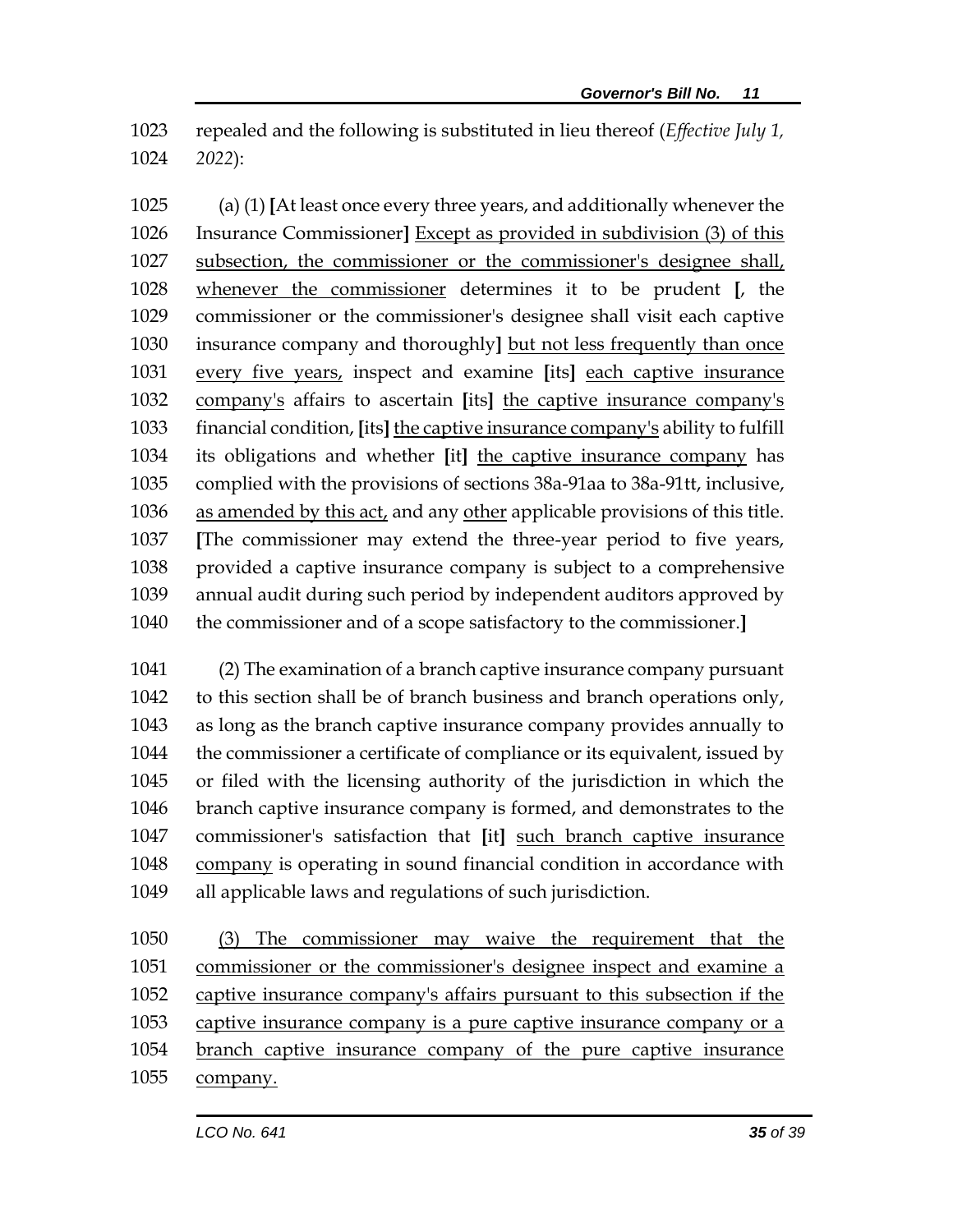repealed and the following is substituted in lieu thereof (*Effective July 1, 2022*):

(a) (1) **[**At least once every three years, and additionally whenever the Insurance Commissioner**]** <u>Except as provided in subdivision (3) of this subsection, the commissioner or the commissioner's designee shall, whenever the commissioner</u> determines it to be prudent **[**, the commissioner or the commissioner's designee shall visit each captive insurance company and thoroughly**]** <u>but not less frequently than once every five years,</u> inspect and examine **[**its**]** <u>each captive insurance company's</u> affairs to ascertain **[**its**]** <u>the captive insurance company's</u> financial condition, **[**its**]** <u>the captive insurance company's</u> ability to fulfill its obligations and whether **[**it**]** <u>the captive insurance company</u> has complied with the provisions of sections 38a-91aa to 38a-91tt, inclusive, <u>as amended by this act,</u> and any <u>other</u> applicable provisions of this title. **[**The commissioner may extend the three-year period to five years, provided a captive insurance company is subject to a comprehensive annual audit during such period by independent auditors approved by the commissioner and of a scope satisfactory to the commissioner.**]**

(2) The examination of a branch captive insurance company pursuant to this section shall be of branch business and branch operations only, as long as the branch captive insurance company provides annually to the commissioner a certificate of compliance or its equivalent, issued by or filed with the licensing authority of the jurisdiction in which the branch captive insurance company is formed, and demonstrates to the commissioner's satisfaction that **[**it**]** <u>such branch captive insurance company</u> is operating in sound financial condition in accordance with all applicable laws and regulations of such jurisdiction.

<u>(3) The commissioner may waive the requirement that the commissioner or the commissioner's designee inspect and examine a captive insurance company's affairs pursuant to this subsection if the captive insurance company is a pure captive insurance company or a branch captive insurance company of the pure captive insurance company.</u>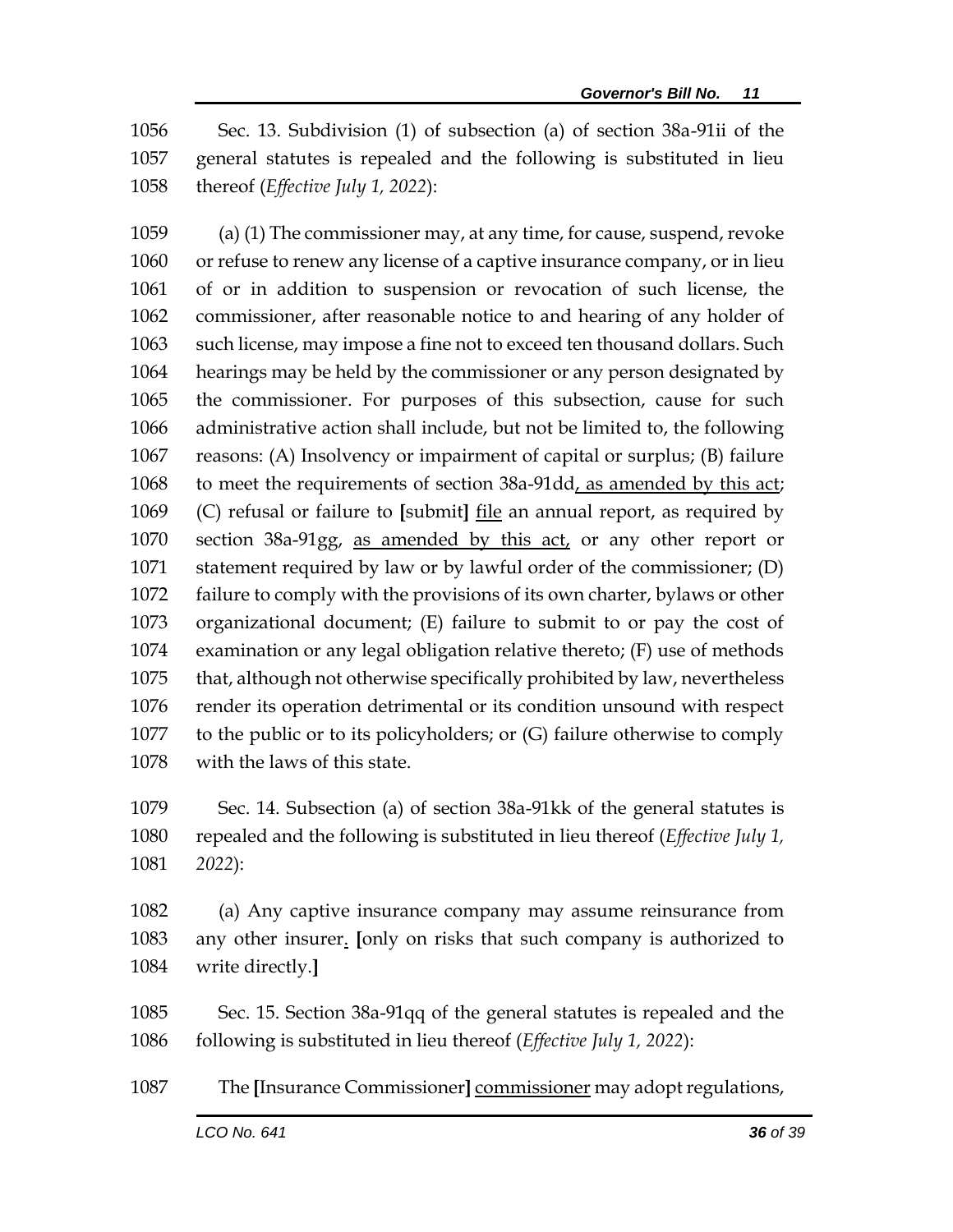1056 Sec. 13. Subdivision (1) of subsection (a) of section 38a-91ii of the
1057 general statutes is repealed and the following is substituted in lieu
1058 thereof (*Effective July 1, 2022*):

1059 (a) (1) The commissioner may, at any time, for cause, suspend, revoke
1060 or refuse to renew any license of a captive insurance company, or in lieu
1061 of or in addition to suspension or revocation of such license, the
1062 commissioner, after reasonable notice to and hearing of any holder of
1063 such license, may impose a fine not to exceed ten thousand dollars. Such
1064 hearings may be held by the commissioner or any person designated by
1065 the commissioner. For purposes of this subsection, cause for such
1066 administrative action shall include, but not be limited to, the following
1067 reasons: (A) Insolvency or impairment of capital or surplus; (B) failure
1068 to meet the requirements of section 38a-91dd<u>, as amended by this act</u>;
1069 (C) refusal or failure to **[**submit**]** <u>file</u> an annual report, as required by
1070 section 38a-91gg, <u>as amended by this act,</u> or any other report or
1071 statement required by law or by lawful order of the commissioner; (D)
1072 failure to comply with the provisions of its own charter, bylaws or other
1073 organizational document; (E) failure to submit to or pay the cost of
1074 examination or any legal obligation relative thereto; (F) use of methods
1075 that, although not otherwise specifically prohibited by law, nevertheless
1076 render its operation detrimental or its condition unsound with respect
1077 to the public or to its policyholders; or (G) failure otherwise to comply
1078 with the laws of this state.

1079 Sec. 14. Subsection (a) of section 38a-91kk of the general statutes is
1080 repealed and the following is substituted in lieu thereof (*Effective July 1,*
1081 *2022*):

1082 (a) Any captive insurance company may assume reinsurance from
1083 any other insurer<u>.</u> **[**only on risks that such company is authorized to
1084 write directly.**]**

1085 Sec. 15. Section 38a-91qq of the general statutes is repealed and the
1086 following is substituted in lieu thereof (*Effective July 1, 2022*):

1087 The **[**Insurance Commissioner**]** <u>commissioner</u> may adopt regulations,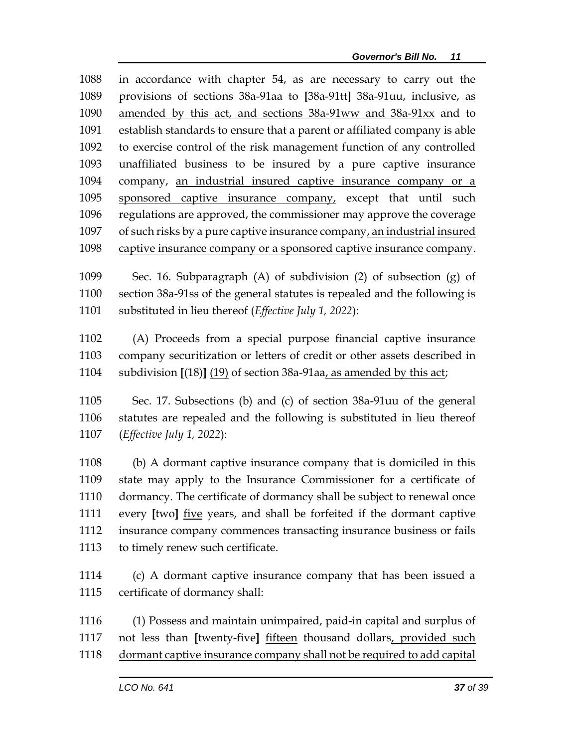in accordance with chapter 54, as are necessary to carry out the provisions of sections 38a-91aa to [38a-91tt] <u>38a-91uu</u>, inclusive, <u>as amended by this act, and sections 38a-91ww and 38a-91xx</u> and to establish standards to ensure that a parent or affiliated company is able to exercise control of the risk management function of any controlled unaffiliated business to be insured by a pure captive insurance company, <u>an industrial insured captive insurance company or a sponsored captive insurance company,</u> except that until such regulations are approved, the commissioner may approve the coverage of such risks by a pure captive insurance company<u>, an industrial insured captive insurance company or a sponsored captive insurance company</u>.

Sec. 16. Subparagraph (A) of subdivision (2) of subsection (g) of section 38a-91ss of the general statutes is repealed and the following is substituted in lieu thereof (*Effective July 1, 2022*):

(A) Proceeds from a special purpose financial captive insurance company securitization or letters of credit or other assets described in subdivision [(18)] <u>(19)</u> of section 38a-91aa<u>, as amended by this act</u>;

Sec. 17. Subsections (b) and (c) of section 38a-91uu of the general statutes are repealed and the following is substituted in lieu thereof (*Effective July 1, 2022*):

(b) A dormant captive insurance company that is domiciled in this state may apply to the Insurance Commissioner for a certificate of dormancy. The certificate of dormancy shall be subject to renewal once every [two] <u>five</u> years, and shall be forfeited if the dormant captive insurance company commences transacting insurance business or fails to timely renew such certificate.

(c) A dormant captive insurance company that has been issued a certificate of dormancy shall:

(1) Possess and maintain unimpaired, paid-in capital and surplus of not less than [twenty-five] <u>fifteen</u> thousand dollars<u>, provided such dormant captive insurance company shall not be required to add capital</u>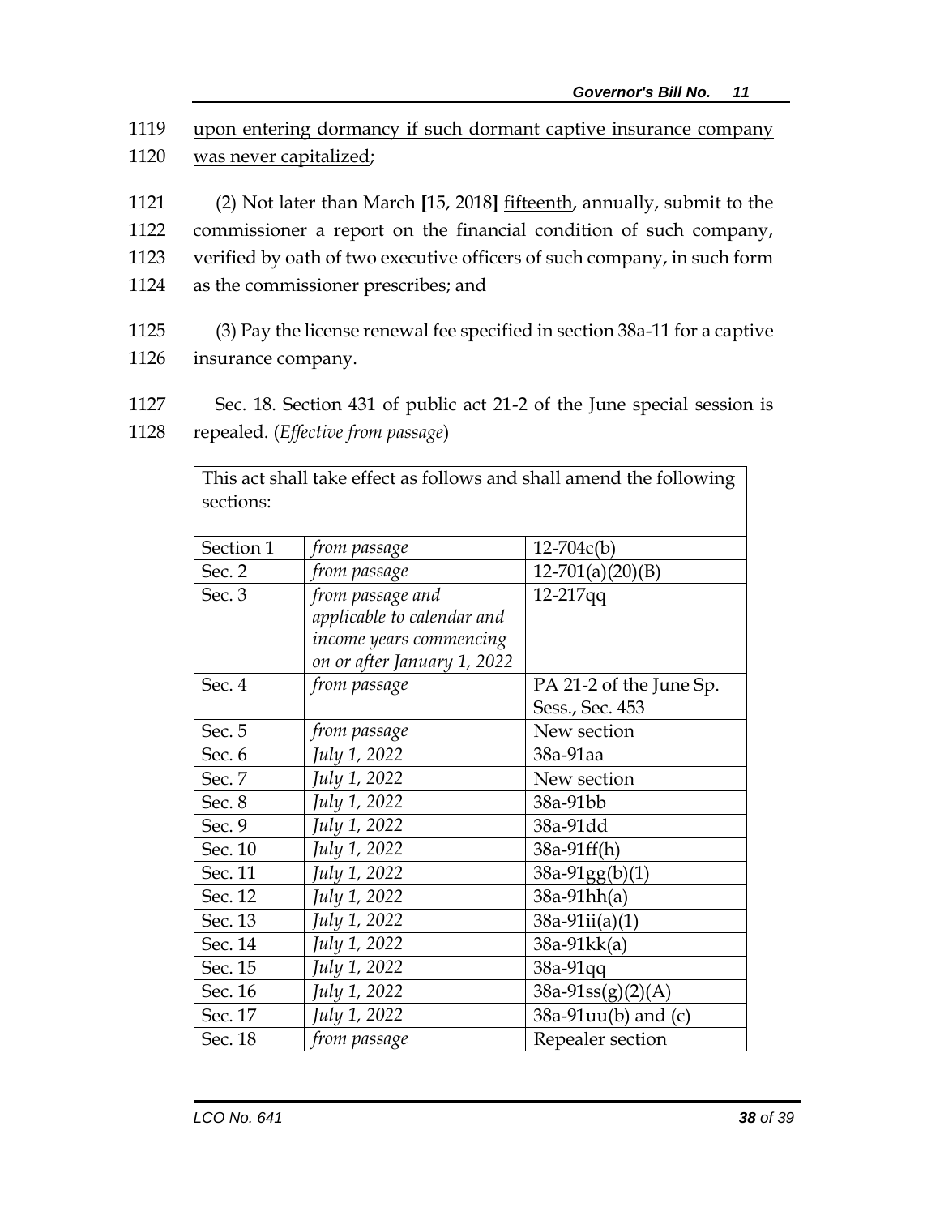1119 upon entering dormancy if such dormant captive insurance company
1120 was never capitalized;

1121 (2) Not later than March [15, 2018] fifteenth, annually, submit to the
1122 commissioner a report on the financial condition of such company,
1123 verified by oath of two executive officers of such company, in such form
1124 as the commissioner prescribes; and

1125 (3) Pay the license renewal fee specified in section 38a-11 for a captive
1126 insurance company.

1127 Sec. 18. Section 431 of public act 21-2 of the June special session is
1128 repealed. (*Effective from passage*)

| This act shall take effect as follows and shall amend the following sections: | | |
|---|---|---|
| Section 1 | *from passage* | 12-704c(b) |
| Sec. 2 | *from passage* | 12-701(a)(20)(B) |
| Sec. 3 | *from passage and applicable to calendar and income years commencing on or after January 1, 2022* | 12-217qq |
| Sec. 4 | *from passage* | PA 21-2 of the June Sp. Sess., Sec. 453 |
| Sec. 5 | *from passage* | New section |
| Sec. 6 | *July 1, 2022* | 38a-91aa |
| Sec. 7 | *July 1, 2022* | New section |
| Sec. 8 | *July 1, 2022* | 38a-91bb |
| Sec. 9 | *July 1, 2022* | 38a-91dd |
| Sec. 10 | *July 1, 2022* | 38a-91ff(h) |
| Sec. 11 | *July 1, 2022* | 38a-91gg(b)(1) |
| Sec. 12 | *July 1, 2022* | 38a-91hh(a) |
| Sec. 13 | *July 1, 2022* | 38a-91ii(a)(1) |
| Sec. 14 | *July 1, 2022* | 38a-91kk(a) |
| Sec. 15 | *July 1, 2022* | 38a-91qq |
| Sec. 16 | *July 1, 2022* | 38a-91ss(g)(2)(A) |
| Sec. 17 | *July 1, 2022* | 38a-91uu(b) and (c) |
| Sec. 18 | *from passage* | Repealer section |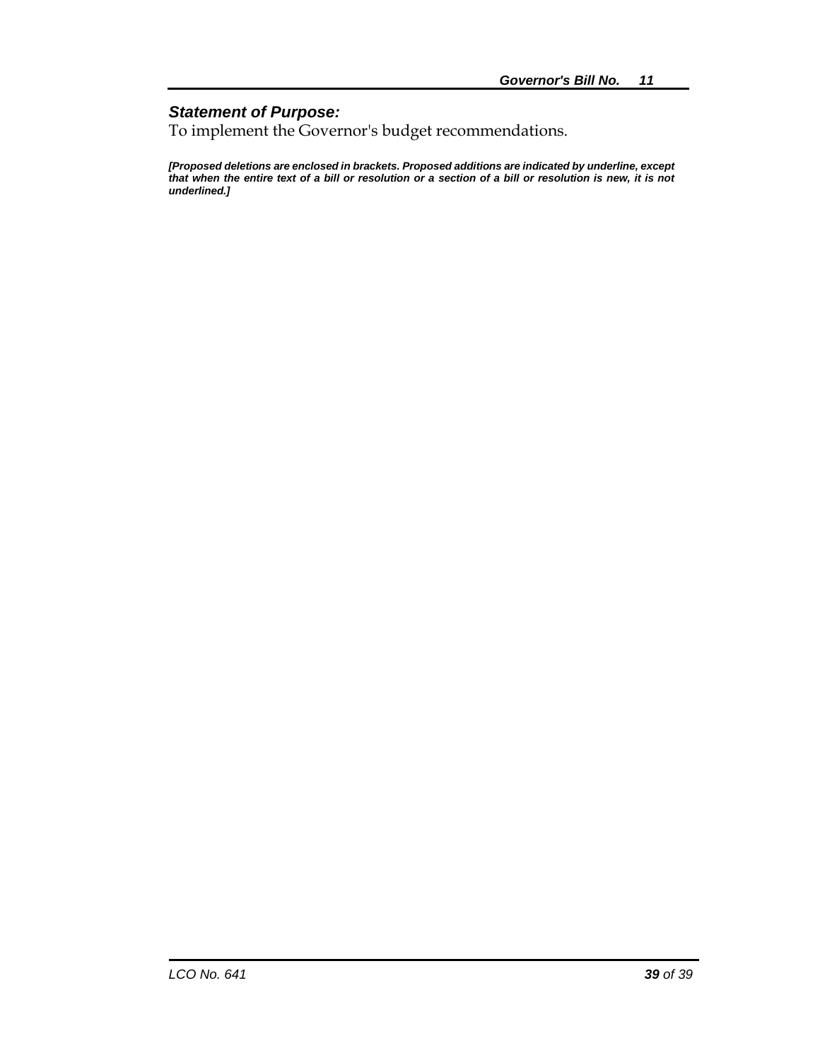***Statement of Purpose:***

To implement the Governor's budget recommendations.

***[Proposed deletions are enclosed in brackets. Proposed additions are indicated by underline, except that when the entire text of a bill or resolution or a section of a bill or resolution is new, it is not underlined.]***